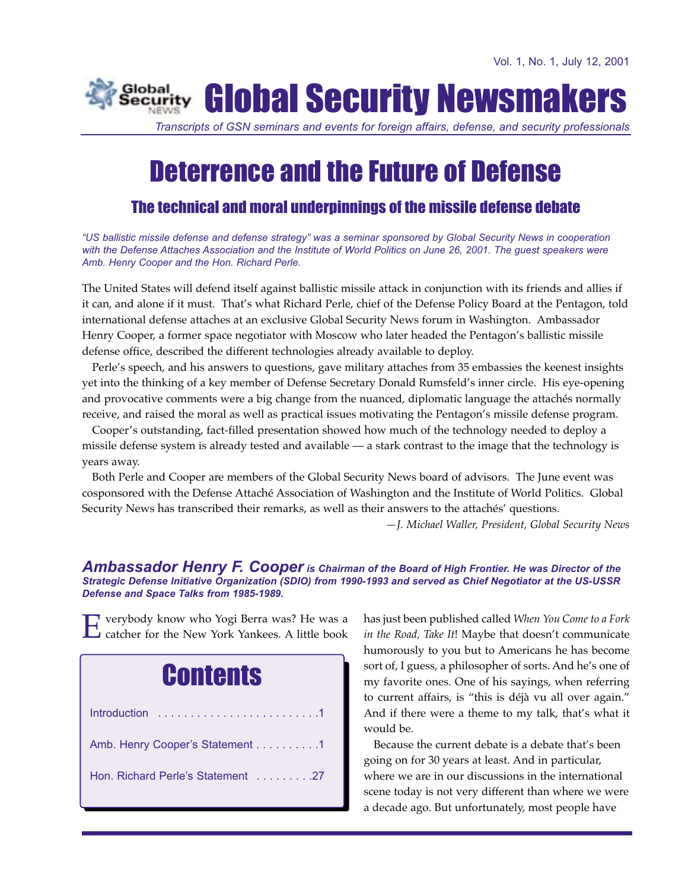Vol. 1, No. 1, July 12, 2001

# Global Security Newsmakers

*Transcripts of GSN seminars and events for foreign affairs, defense, and security professionals*

# Deterrence and the Future of Defense

## The technical and moral underpinnings of the missile defense debate

*"US ballistic missile defense and defense strategy" was a seminar sponsored by Global Security News in cooperation with the Defense Attaches Association and the Institute of World Politics on June 26, 2001. The guest speakers were Amb. Henry Cooper and the Hon. Richard Perle.*

The United States will defend itself against ballistic missile attack in conjunction with its friends and allies if it can, and alone if it must. That's what Richard Perle, chief of the Defense Policy Board at the Pentagon, told international defense attaches at an exclusive Global Security News forum in Washington. Ambassador Henry Cooper, a former space negotiator with Moscow who later headed the Pentagon's ballistic missile defense office, described the different technologies already available to deploy.

Perle's speech, and his answers to questions, gave military attaches from 35 embassies the keenest insights yet into the thinking of a key member of Defense Secretary Donald Rumsfeld's inner circle. His eye-opening and provocative comments were a big change from the nuanced, diplomatic language the attachés normally receive, and raised the moral as well as practical issues motivating the Pentagon's missile defense program.

Cooper's outstanding, fact-filled presentation showed how much of the technology needed to deploy a missile defense system is already tested and available — a stark contrast to the image that the technology is years away.

Both Perle and Cooper are members of the Global Security News board of advisors. The June event was cosponsored with the Defense Attaché Association of Washington and the Institute of World Politics. Global Security News has transcribed their remarks, as well as their answers to the attachés' questions.

*—J. Michael Waller, President, Global Security News*

## Contents

- Introduction .......... 1
- Amb. Henry Cooper's Statement .......... 1
- Hon. Richard Perle's Statement .......... 27

***Ambassador Henry F. Cooper** is Chairman of the Board of High Frontier. He was Director of the Strategic Defense Initiative Organization (SDIO) from 1990-1993 and served as Chief Negotiator at the US-USSR Defense and Space Talks from 1985-1989.*

Everybody know who Yogi Berra was? He was a catcher for the New York Yankees. A little book has just been published called *When You Come to a Fork in the Road, Take It*! Maybe that doesn't communicate humorously to you but to Americans he has become sort of, I guess, a philosopher of sorts. And he's one of my favorite ones. One of his sayings, when referring to current affairs, is "this is déjà vu all over again." And if there were a theme to my talk, that's what it would be.

Because the current debate is a debate that's been going on for 30 years at least. And in particular, where we are in our discussions in the international scene today is not very different than where we were a decade ago. But unfortunately, most people have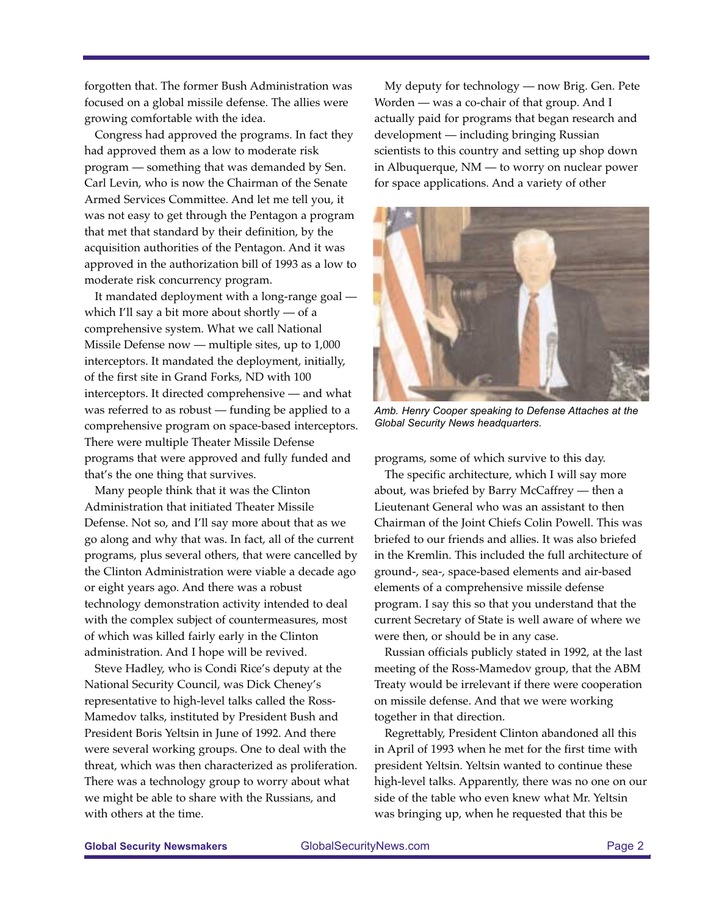forgotten that. The former Bush Administration was focused on a global missile defense. The allies were growing comfortable with the idea.

Congress had approved the programs. In fact they had approved them as a low to moderate risk program — something that was demanded by Sen. Carl Levin, who is now the Chairman of the Senate Armed Services Committee. And let me tell you, it was not easy to get through the Pentagon a program that met that standard by their definition, by the acquisition authorities of the Pentagon. And it was approved in the authorization bill of 1993 as a low to moderate risk concurrency program.

It mandated deployment with a long-range goal — which I'll say a bit more about shortly — of a comprehensive system. What we call National Missile Defense now — multiple sites, up to 1,000 interceptors. It mandated the deployment, initially, of the first site in Grand Forks, ND with 100 interceptors. It directed comprehensive — and what was referred to as robust — funding be applied to a comprehensive program on space-based interceptors. There were multiple Theater Missile Defense programs that were approved and fully funded and that's the one thing that survives.

Many people think that it was the Clinton Administration that initiated Theater Missile Defense. Not so, and I'll say more about that as we go along and why that was. In fact, all of the current programs, plus several others, that were cancelled by the Clinton Administration were viable a decade ago or eight years ago. And there was a robust technology demonstration activity intended to deal with the complex subject of countermeasures, most of which was killed fairly early in the Clinton administration. And I hope will be revived.

Steve Hadley, who is Condi Rice's deputy at the National Security Council, was Dick Cheney's representative to high-level talks called the Ross-Mamedov talks, instituted by President Bush and President Boris Yeltsin in June of 1992. And there were several working groups. One to deal with the threat, which was then characterized as proliferation. There was a technology group to worry about what we might be able to share with the Russians, and with others at the time.

My deputy for technology — now Brig. Gen. Pete Worden — was a co-chair of that group. And I actually paid for programs that began research and development — including bringing Russian scientists to this country and setting up shop down in Albuquerque, NM — to worry on nuclear power for space applications. And a variety of other programs, some of which survive to this day.

*Amb. Henry Cooper speaking to Defense Attaches at the Global Security News headquarters.*

The specific architecture, which I will say more about, was briefed by Barry McCaffrey — then a Lieutenant General who was an assistant to then Chairman of the Joint Chiefs Colin Powell. This was briefed to our friends and allies. It was also briefed in the Kremlin. This included the full architecture of ground-, sea-, space-based elements and air-based elements of a comprehensive missile defense program. I say this so that you understand that the current Secretary of State is well aware of where we were then, or should be in any case.

Russian officials publicly stated in 1992, at the last meeting of the Ross-Mamedov group, that the ABM Treaty would be irrelevant if there were cooperation on missile defense. And that we were working together in that direction.

Regrettably, President Clinton abandoned all this in April of 1993 when he met for the first time with president Yeltsin. Yeltsin wanted to continue these high-level talks. Apparently, there was no one on our side of the table who even knew what Mr. Yeltsin was bringing up, when he requested that this be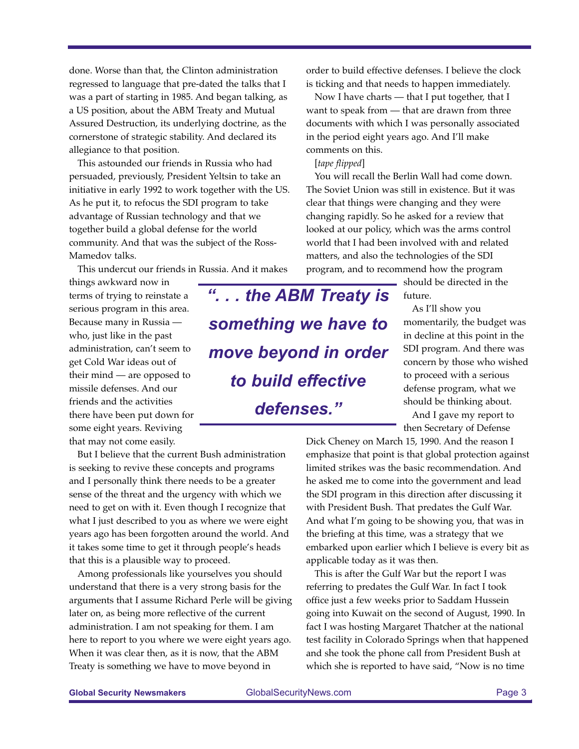done. Worse than that, the Clinton administration regressed to language that pre-dated the talks that I was a part of starting in 1985. And began talking, as a US position, about the ABM Treaty and Mutual Assured Destruction, its underlying doctrine, as the cornerstone of strategic stability. And declared its allegiance to that position.

This astounded our friends in Russia who had persuaded, previously, President Yeltsin to take an initiative in early 1992 to work together with the US. As he put it, to refocus the SDI program to take advantage of Russian technology and that we together build a global defense for the world community. And that was the subject of the Ross-Mamedov talks.

This undercut our friends in Russia. And it makes things awkward now in terms of trying to reinstate a serious program in this area. Because many in Russia — who, just like in the past administration, can't seem to get Cold War ideas out of their mind — are opposed to missile defenses. And our friends and the activities there have been put down for some eight years. Reviving that may not come easily.

But I believe that the current Bush administration is seeking to revive these concepts and programs and I personally think there needs to be a greater sense of the threat and the urgency with which we need to get on with it. Even though I recognize that what I just described to you as where we were eight years ago has been forgotten around the world. And it takes some time to get it through people's heads that this is a plausible way to proceed.

Among professionals like yourselves you should understand that there is a very strong basis for the arguments that I assume Richard Perle will be giving later on, as being more reflective of the current administration. I am not speaking for them. I am here to report to you where we were eight years ago. When it was clear then, as it is now, that the ABM Treaty is something we have to move beyond in order to build effective defenses. I believe the clock is ticking and that needs to happen immediately.

> ***". . . the ABM Treaty is something we have to move beyond in order to build effective defenses."***

Now I have charts — that I put together, that I want to speak from — that are drawn from three documents with which I was personally associated in the period eight years ago. And I'll make comments on this.

[*tape flipped*]

You will recall the Berlin Wall had come down. The Soviet Union was still in existence. But it was clear that things were changing and they were changing rapidly. So he asked for a review that looked at our policy, which was the arms control world that I had been involved with and related matters, and also the technologies of the SDI program, and to recommend how the program should be directed in the future.

As I'll show you momentarily, the budget was in decline at this point in the SDI program. And there was concern by those who wished to proceed with a serious defense program, what we should be thinking about.

And I gave my report to then Secretary of Defense Dick Cheney on March 15, 1990. And the reason I emphasize that point is that global protection against limited strikes was the basic recommendation. And he asked me to come into the government and lead the SDI program in this direction after discussing it with President Bush. That predates the Gulf War. And what I'm going to be showing you, that was in the briefing at this time, was a strategy that we embarked upon earlier which I believe is every bit as applicable today as it was then.

This is after the Gulf War but the report I was referring to predates the Gulf War. In fact I took office just a few weeks prior to Saddam Hussein going into Kuwait on the second of August, 1990. In fact I was hosting Margaret Thatcher at the national test facility in Colorado Springs when that happened and she took the phone call from President Bush at which she is reported to have said, "Now is no time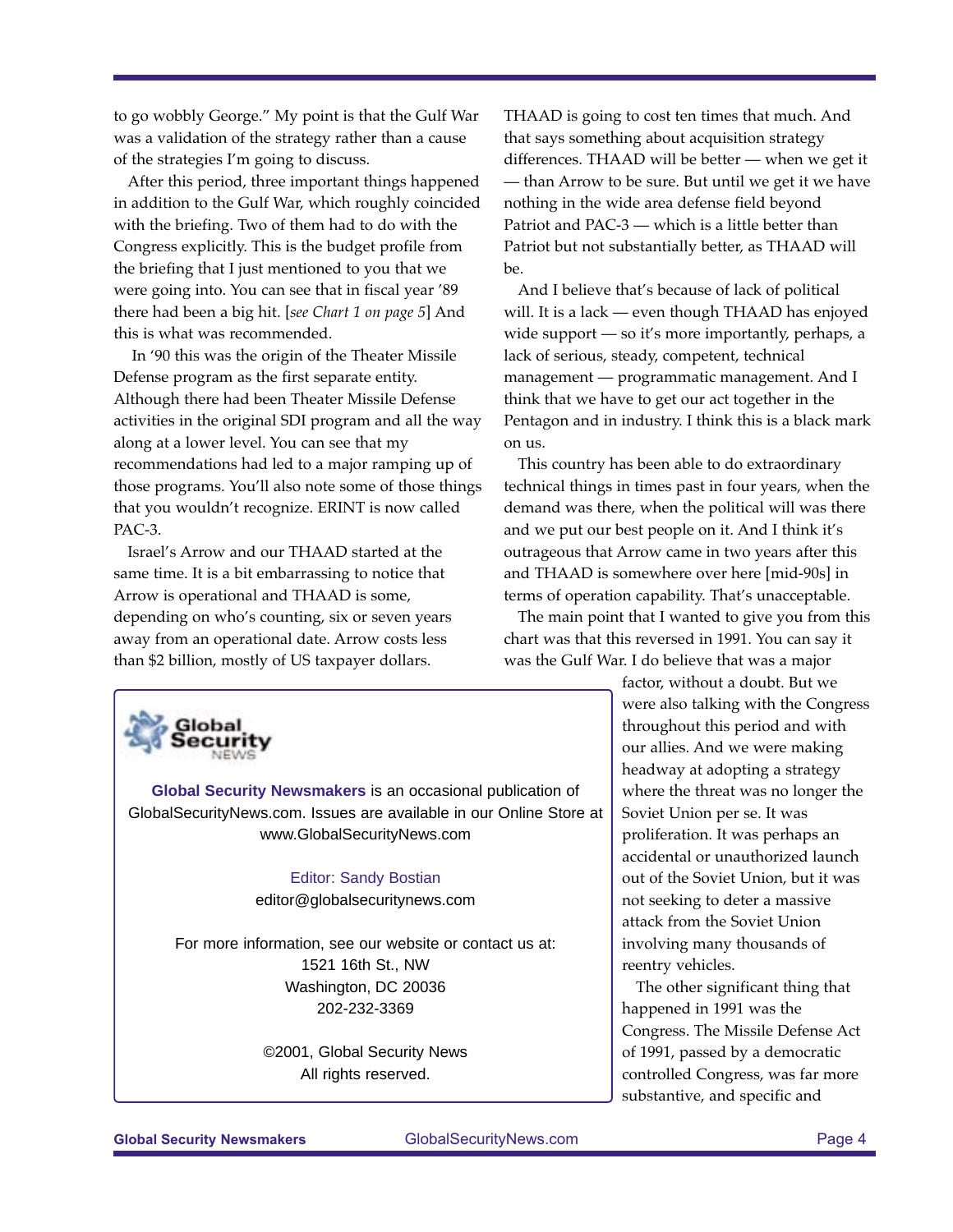to go wobbly George." My point is that the Gulf War was a validation of the strategy rather than a cause of the strategies I'm going to discuss.

After this period, three important things happened in addition to the Gulf War, which roughly coincided with the briefing. Two of them had to do with the Congress explicitly. This is the budget profile from the briefing that I just mentioned to you that we were going into. You can see that in fiscal year '89 there had been a big hit. [*see Chart 1 on page 5*] And this is what was recommended.

In '90 this was the origin of the Theater Missile Defense program as the first separate entity. Although there had been Theater Missile Defense activities in the original SDI program and all the way along at a lower level. You can see that my recommendations had led to a major ramping up of those programs. You'll also note some of those things that you wouldn't recognize. ERINT is now called PAC-3.

Israel's Arrow and our THAAD started at the same time. It is a bit embarrassing to notice that Arrow is operational and THAAD is some, depending on who's counting, six or seven years away from an operational date. Arrow costs less than $2 billion, mostly of US taxpayer dollars. THAAD is going to cost ten times that much. And that says something about acquisition strategy differences. THAAD will be better — when we get it — than Arrow to be sure. But until we get it we have nothing in the wide area defense field beyond Patriot and PAC-3 — which is a little better than Patriot but not substantially better, as THAAD will be.

And I believe that's because of lack of political will. It is a lack — even though THAAD has enjoyed wide support — so it's more importantly, perhaps, a lack of serious, steady, competent, technical management — programmatic management. And I think that we have to get our act together in the Pentagon and in industry. I think this is a black mark on us.

This country has been able to do extraordinary technical things in times past in four years, when the demand was there, when the political will was there and we put our best people on it. And I think it's outrageous that Arrow came in two years after this and THAAD is somewhere over here [mid-90s] in terms of operation capability. That's unacceptable.

The main point that I wanted to give you from this chart was that this reversed in 1991. You can say it was the Gulf War. I do believe that was a major factor, without a doubt. But we were also talking with the Congress throughout this period and with our allies. And we were making headway at adopting a strategy where the threat was no longer the Soviet Union per se. It was proliferation. It was perhaps an accidental or unauthorized launch out of the Soviet Union, but it was not seeking to deter a massive attack from the Soviet Union involving many thousands of reentry vehicles.

The other significant thing that happened in 1991 was the Congress. The Missile Defense Act of 1991, passed by a democratic controlled Congress, was far more substantive, and specific and

---

Global Security NEWS

**Global Security Newsmakers** is an occasional publication of GlobalSecurityNews.com. Issues are available in our Online Store at www.GlobalSecurityNews.com

Editor: Sandy Bostian
editor@globalsecuritynews.com

For more information, see our website or contact us at:
1521 16th St., NW
Washington, DC 20036
202-232-3369

©2001, Global Security News
All rights reserved.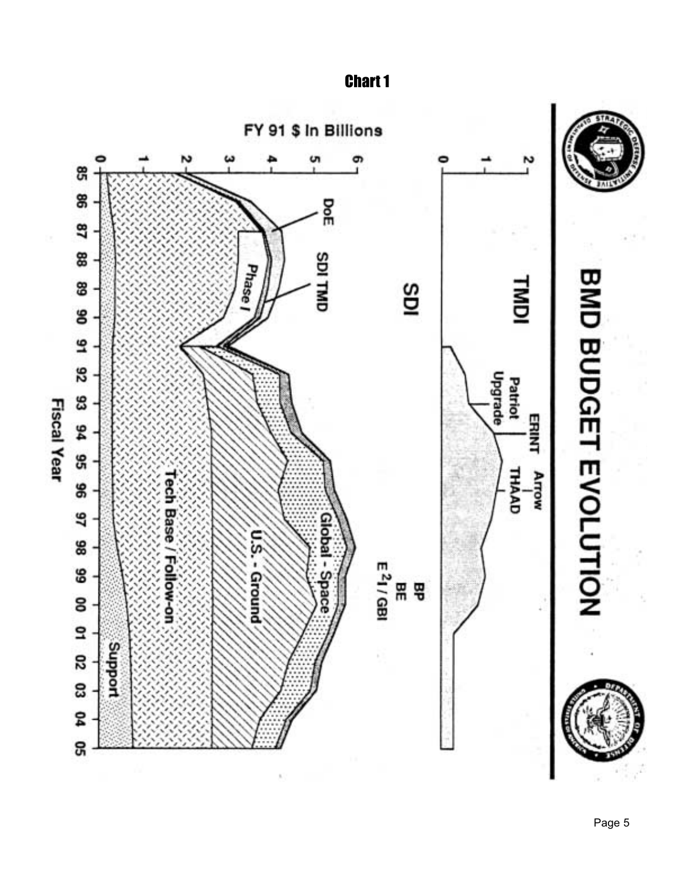## Chart 1

# BMD BUDGET EVOLUTION

TMDI

SDI

FY 91 $ In Billions

Fiscal Year

85 86 87 88 89 90 91 92 93 94 95 96 97 98 99 00 01 02 03 04 05

DoE

SDI TMD

Phase I

Patriot Upgrade

ERINT

Arrow

THAAD

BP

BE

$E^2I$ / GBI

Global - Space

U.S. - Ground

Tech Base / Follow-on

Support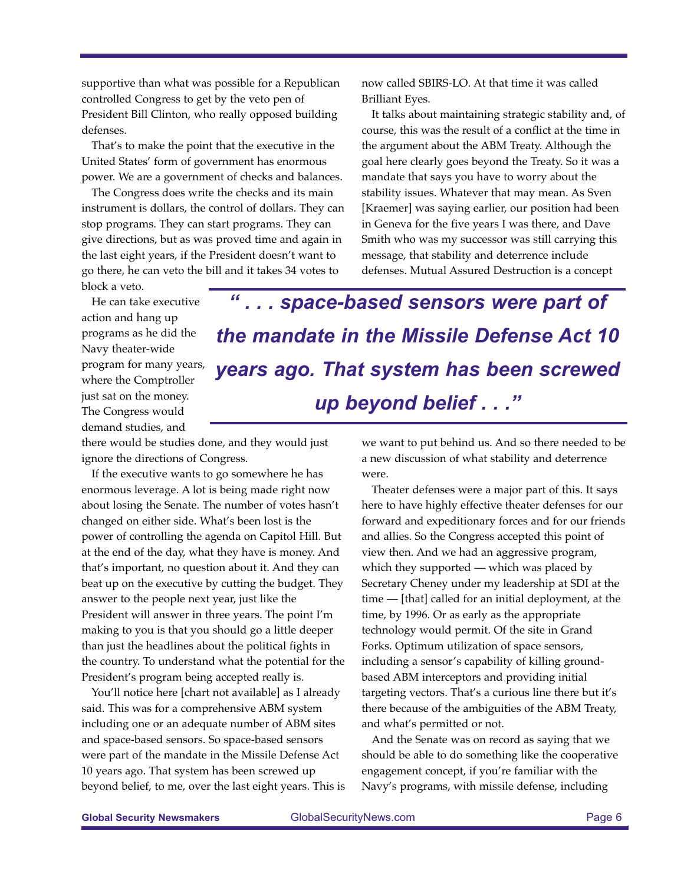supportive than what was possible for a Republican controlled Congress to get by the veto pen of President Bill Clinton, who really opposed building defenses.

That's to make the point that the executive in the United States' form of government has enormous power. We are a government of checks and balances.

The Congress does write the checks and its main instrument is dollars, the control of dollars. They can stop programs. They can start programs. They can give directions, but as was proved time and again in the last eight years, if the President doesn't want to go there, he can veto the bill and it takes 34 votes to block a veto.

He can take executive action and hang up programs as he did the Navy theater-wide program for many years, where the Comptroller just sat on the money. The Congress would demand studies, and there would be studies done, and they would just ignore the directions of Congress.

If the executive wants to go somewhere he has enormous leverage. A lot is being made right now about losing the Senate. The number of votes hasn't changed on either side. What's been lost is the power of controlling the agenda on Capitol Hill. But at the end of the day, what they have is money. And that's important, no question about it. And they can beat up on the executive by cutting the budget. They answer to the people next year, just like the President will answer in three years. The point I'm making to you is that you should go a little deeper than just the headlines about the political fights in the country. To understand what the potential for the President's program being accepted really is.

You'll notice here [chart not available] as I already said. This was for a comprehensive ABM system including one or an adequate number of ABM sites and space-based sensors. So space-based sensors were part of the mandate in the Missile Defense Act 10 years ago. That system has been screwed up beyond belief, to me, over the last eight years. This is now called SBIRS-LO. At that time it was called Brilliant Eyes.

It talks about maintaining strategic stability and, of course, this was the result of a conflict at the time in the argument about the ABM Treaty. Although the goal here clearly goes beyond the Treaty. So it was a mandate that says you have to worry about the stability issues. Whatever that may mean. As Sven [Kraemer] was saying earlier, our position had been in Geneva for the five years I was there, and Dave Smith who was my successor was still carrying this message, that stability and deterrence include defenses. Mutual Assured Destruction is a concept we want to put behind us. And so there needed to be a new discussion of what stability and deterrence were.

> ***" . . . space-based sensors were part of the mandate in the Missile Defense Act 10 years ago. That system has been screwed up beyond belief . . ."***

Theater defenses were a major part of this. It says here to have highly effective theater defenses for our forward and expeditionary forces and for our friends and allies. So the Congress accepted this point of view then. And we had an aggressive program, which they supported — which was placed by Secretary Cheney under my leadership at SDI at the time — [that] called for an initial deployment, at the time, by 1996. Or as early as the appropriate technology would permit. Of the site in Grand Forks. Optimum utilization of space sensors, including a sensor's capability of killing ground-based ABM interceptors and providing initial targeting vectors. That's a curious line there but it's there because of the ambiguities of the ABM Treaty, and what's permitted or not.

And the Senate was on record as saying that we should be able to do something like the cooperative engagement concept, if you're familiar with the Navy's programs, with missile defense, including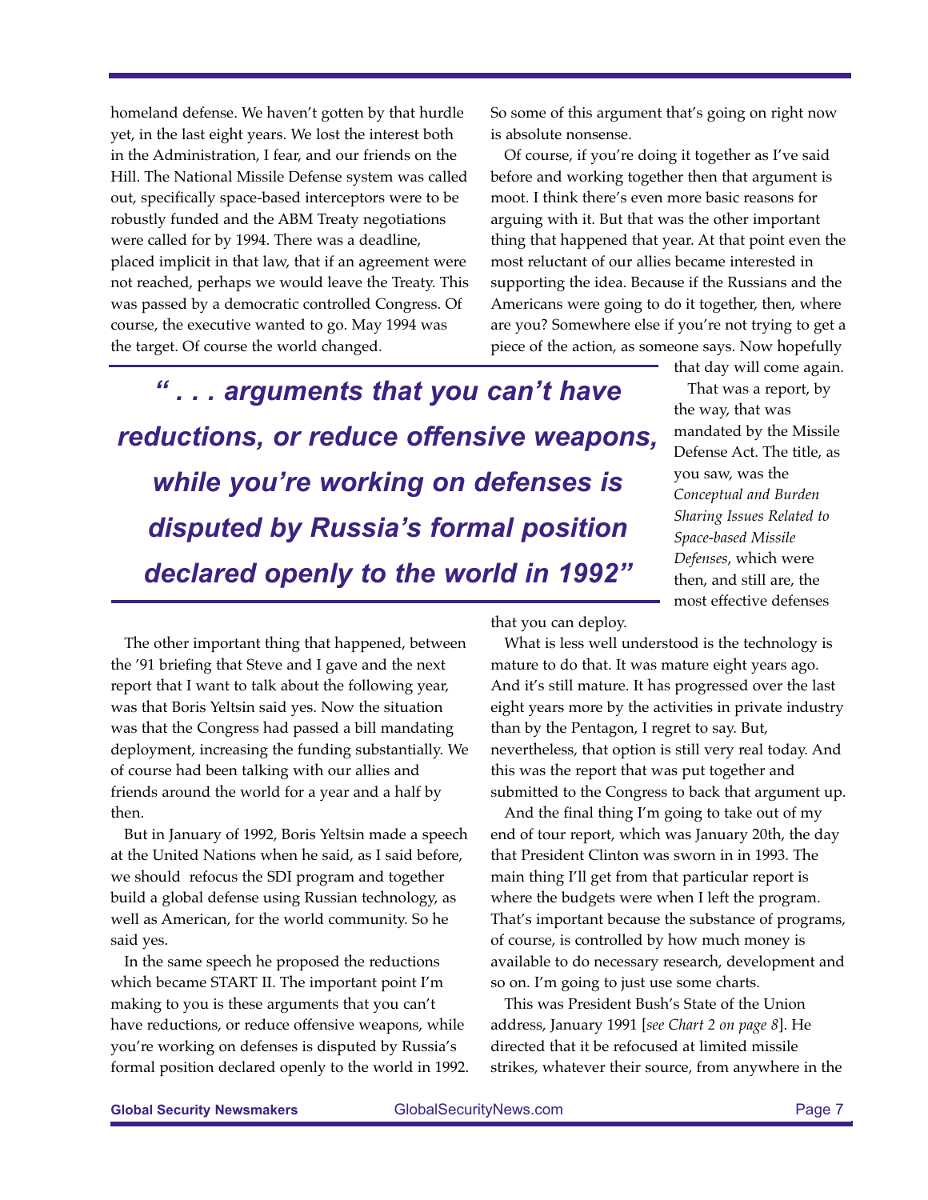homeland defense. We haven't gotten by that hurdle yet, in the last eight years. We lost the interest both in the Administration, I fear, and our friends on the Hill. The National Missile Defense system was called out, specifically space-based interceptors were to be robustly funded and the ABM Treaty negotiations were called for by 1994. There was a deadline, placed implicit in that law, that if an agreement were not reached, perhaps we would leave the Treaty. This was passed by a democratic controlled Congress. Of course, the executive wanted to go. May 1994 was the target. Of course the world changed.

> ***" . . . arguments that you can't have reductions, or reduce offensive weapons, while you're working on defenses is disputed by Russia's formal position declared openly to the world in 1992"***

The other important thing that happened, between the '91 briefing that Steve and I gave and the next report that I want to talk about the following year, was that Boris Yeltsin said yes. Now the situation was that the Congress had passed a bill mandating deployment, increasing the funding substantially. We of course had been talking with our allies and friends around the world for a year and a half by then.

But in January of 1992, Boris Yeltsin made a speech at the United Nations when he said, as I said before, we should refocus the SDI program and together build a global defense using Russian technology, as well as American, for the world community. So he said yes.

In the same speech he proposed the reductions which became START II. The important point I'm making to you is these arguments that you can't have reductions, or reduce offensive weapons, while you're working on defenses is disputed by Russia's formal position declared openly to the world in 1992. So some of this argument that's going on right now is absolute nonsense.

Of course, if you're doing it together as I've said before and working together then that argument is moot. I think there's even more basic reasons for arguing with it. But that was the other important thing that happened that year. At that point even the most reluctant of our allies became interested in supporting the idea. Because if the Russians and the Americans were going to do it together, then, where are you? Somewhere else if you're not trying to get a piece of the action, as someone says. Now hopefully that day will come again.

That was a report, by the way, that was mandated by the Missile Defense Act. The title, as you saw, was the *Conceptual and Burden Sharing Issues Related to Space-based Missile Defenses*, which were then, and still are, the most effective defenses that you can deploy.

What is less well understood is the technology is mature to do that. It was mature eight years ago. And it's still mature. It has progressed over the last eight years more by the activities in private industry than by the Pentagon, I regret to say. But, nevertheless, that option is still very real today. And this was the report that was put together and submitted to the Congress to back that argument up.

And the final thing I'm going to take out of my end of tour report, which was January 20th, the day that President Clinton was sworn in in 1993. The main thing I'll get from that particular report is where the budgets were when I left the program. That's important because the substance of programs, of course, is controlled by how much money is available to do necessary research, development and so on. I'm going to just use some charts.

This was President Bush's State of the Union address, January 1991 [*see Chart 2 on page 8*]. He directed that it be refocused at limited missile strikes, whatever their source, from anywhere in the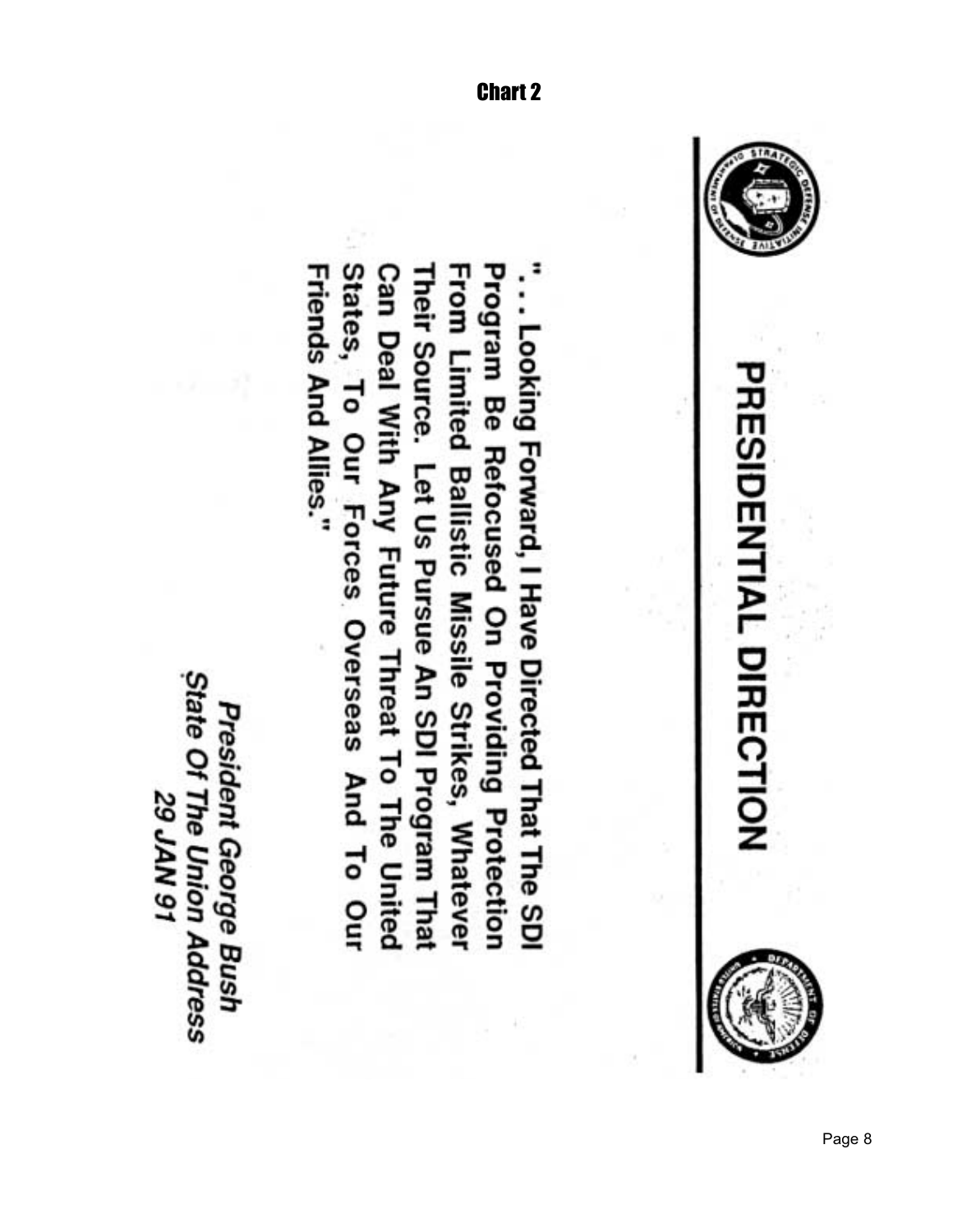**Chart 2**

# PRESIDENTIAL DIRECTION

". . . Looking Forward, I Have Directed That The SDI Program Be Refocused On Providing Protection From Limited Ballistic Missile Strikes, Whatever Their Source. Let Us Pursue An SDI Program That Can Deal With Any Future Threat To The United States, To Our Forces Overseas And To Our Friends And Allies."

*President George Bush*
*State Of The Union Address*
*29 JAN 91*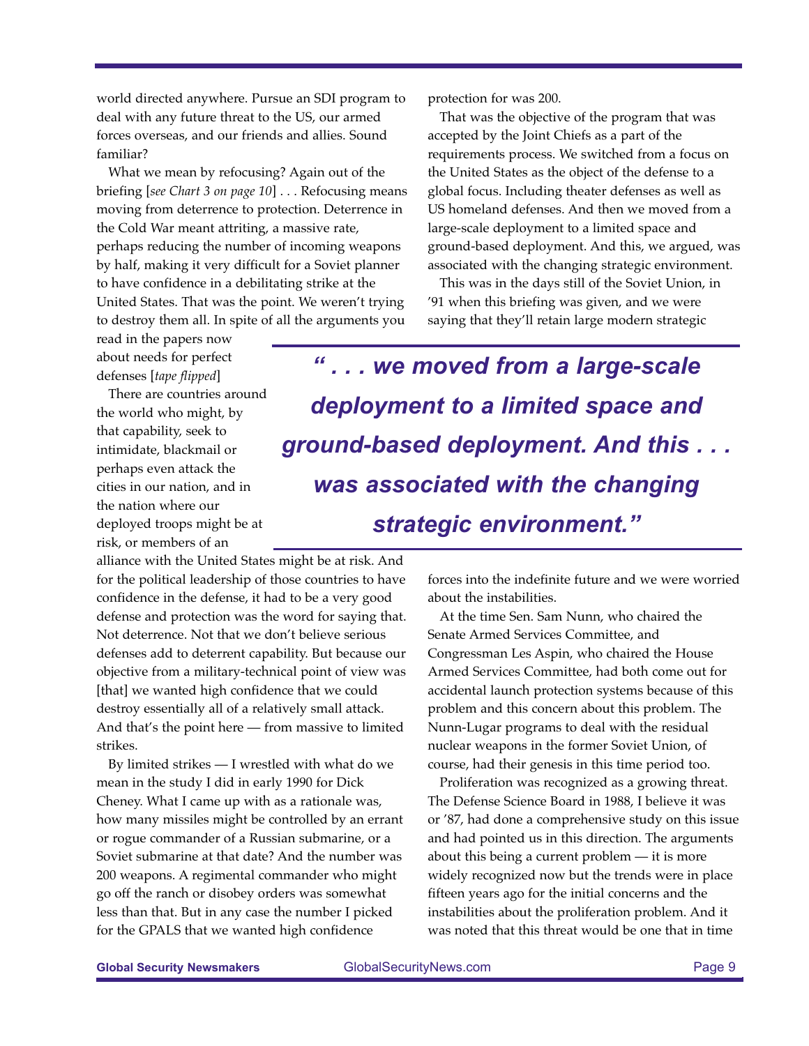world directed anywhere. Pursue an SDI program to deal with any future threat to the US, our armed forces overseas, and our friends and allies. Sound familiar?

What we mean by refocusing? Again out of the briefing [*see Chart 3 on page 10*] . . . Refocusing means moving from deterrence to protection. Deterrence in the Cold War meant attriting, a massive rate, perhaps reducing the number of incoming weapons by half, making it very difficult for a Soviet planner to have confidence in a debilitating strike at the United States. That was the point. We weren't trying to destroy them all. In spite of all the arguments you read in the papers now about needs for perfect defenses [*tape flipped*]

There are countries around the world who might, by that capability, seek to intimidate, blackmail or perhaps even attack the cities in our nation, and in the nation where our deployed troops might be at risk, or members of an alliance with the United States might be at risk. And for the political leadership of those countries to have confidence in the defense, it had to be a very good defense and protection was the word for saying that. Not deterrence. Not that we don't believe serious defenses add to deterrent capability. But because our objective from a military-technical point of view was [that] we wanted high confidence that we could destroy essentially all of a relatively small attack. And that's the point here — from massive to limited strikes.

By limited strikes — I wrestled with what do we mean in the study I did in early 1990 for Dick Cheney. What I came up with as a rationale was, how many missiles might be controlled by an errant or rogue commander of a Russian submarine, or a Soviet submarine at that date? And the number was 200 weapons. A regimental commander who might go off the ranch or disobey orders was somewhat less than that. But in any case the number I picked for the GPALS that we wanted high confidence protection for was 200.

That was the objective of the program that was accepted by the Joint Chiefs as a part of the requirements process. We switched from a focus on the United States as the object of the defense to a global focus. Including theater defenses as well as US homeland defenses. And then we moved from a large-scale deployment to a limited space and ground-based deployment. And this, we argued, was associated with the changing strategic environment.

This was in the days still of the Soviet Union, in '91 when this briefing was given, and we were saying that they'll retain large modern strategic forces into the indefinite future and we were worried about the instabilities.

> ***" . . . we moved from a large-scale deployment to a limited space and ground-based deployment. And this . . . was associated with the changing strategic environment."***

At the time Sen. Sam Nunn, who chaired the Senate Armed Services Committee, and Congressman Les Aspin, who chaired the House Armed Services Committee, had both come out for accidental launch protection systems because of this problem and this concern about this problem. The Nunn-Lugar programs to deal with the residual nuclear weapons in the former Soviet Union, of course, had their genesis in this time period too.

Proliferation was recognized as a growing threat. The Defense Science Board in 1988, I believe it was or '87, had done a comprehensive study on this issue and had pointed us in this direction. The arguments about this being a current problem — it is more widely recognized now but the trends were in place fifteen years ago for the initial concerns and the instabilities about the proliferation problem. And it was noted that this threat would be one that in time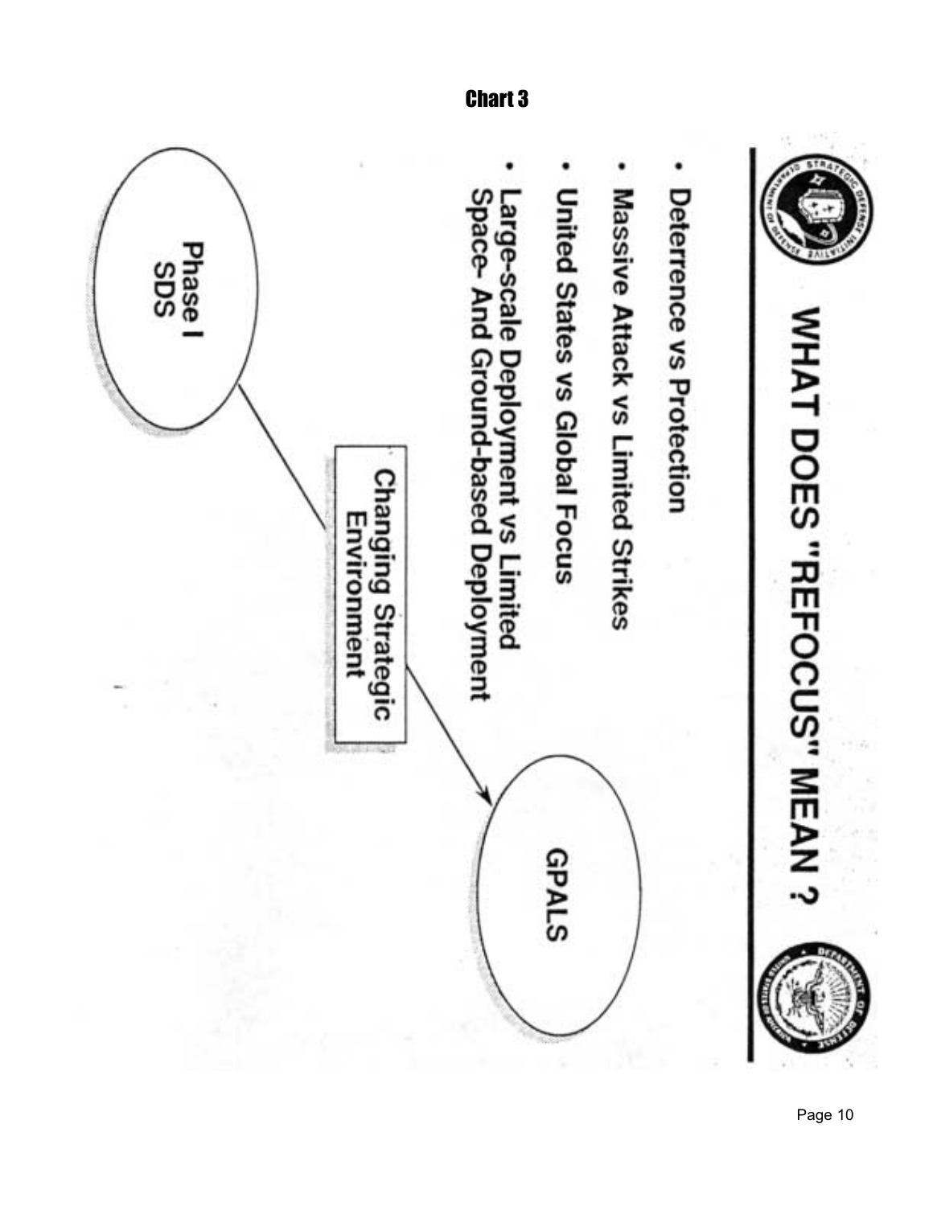## Chart 3

# WHAT DOES "REFOCUS" MEAN ?

- Deterrence vs Protection
- Massive Attack vs Limited Strikes
- United States vs Global Focus
- Large-scale Deployment vs Limited Space- And Ground-based Deployment

Phase I SDS → Changing Strategic Environment → GPALS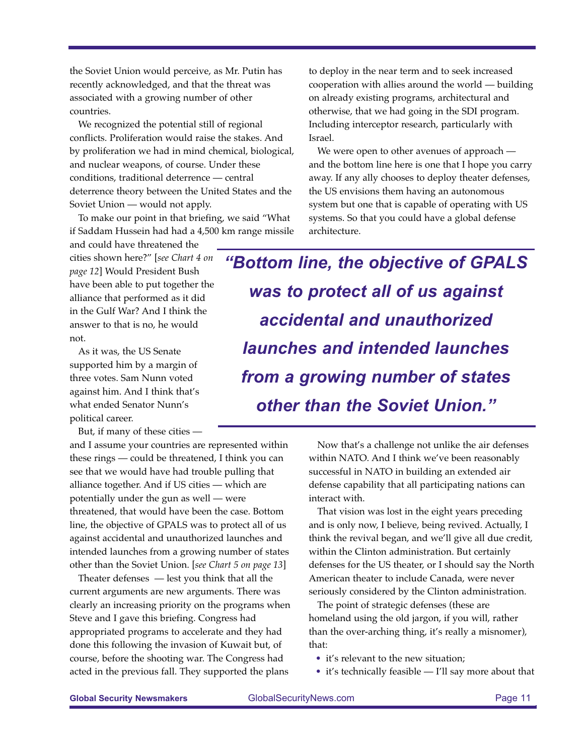the Soviet Union would perceive, as Mr. Putin has recently acknowledged, and that the threat was associated with a growing number of other countries.

We recognized the potential still of regional conflicts. Proliferation would raise the stakes. And by proliferation we had in mind chemical, biological, and nuclear weapons, of course. Under these conditions, traditional deterrence — central deterrence theory between the United States and the Soviet Union — would not apply.

To make our point in that briefing, we said "What if Saddam Hussein had had a 4,500 km range missile and could have threatened the cities shown here?" [*see Chart 4 on page 12*] Would President Bush have been able to put together the alliance that performed as it did in the Gulf War? And I think the answer to that is no, he would not.

As it was, the US Senate supported him by a margin of three votes. Sam Nunn voted against him. And I think that's what ended Senator Nunn's political career.

But, if many of these cities — and I assume your countries are represented within these rings — could be threatened, I think you can see that we would have had trouble pulling that alliance together. And if US cities — which are potentially under the gun as well — were threatened, that would have been the case. Bottom line, the objective of GPALS was to protect all of us against accidental and unauthorized launches and intended launches from a growing number of states other than the Soviet Union. [*see Chart 5 on page 13*]

Theater defenses — lest you think that all the current arguments are new arguments. There was clearly an increasing priority on the programs when Steve and I gave this briefing. Congress had appropriated programs to accelerate and they had done this following the invasion of Kuwait but, of course, before the shooting war. The Congress had acted in the previous fall. They supported the plans to deploy in the near term and to seek increased cooperation with allies around the world — building on already existing programs, architectural and otherwise, that we had going in the SDI program. Including interceptor research, particularly with Israel.

We were open to other avenues of approach — and the bottom line here is one that I hope you carry away. If any ally chooses to deploy theater defenses, the US envisions them having an autonomous system but one that is capable of operating with US systems. So that you could have a global defense architecture.

> ***"Bottom line, the objective of GPALS was to protect all of us against accidental and unauthorized launches and intended launches from a growing number of states other than the Soviet Union."***

Now that's a challenge not unlike the air defenses within NATO. And I think we've been reasonably successful in NATO in building an extended air defense capability that all participating nations can interact with.

That vision was lost in the eight years preceding and is only now, I believe, being revived. Actually, I think the revival began, and we'll give all due credit, within the Clinton administration. But certainly defenses for the US theater, or I should say the North American theater to include Canada, were never seriously considered by the Clinton administration.

The point of strategic defenses (these are homeland using the old jargon, if you will, rather than the over-arching thing, it's really a misnomer), that:

- it's relevant to the new situation;
- it's technically feasible — I'll say more about that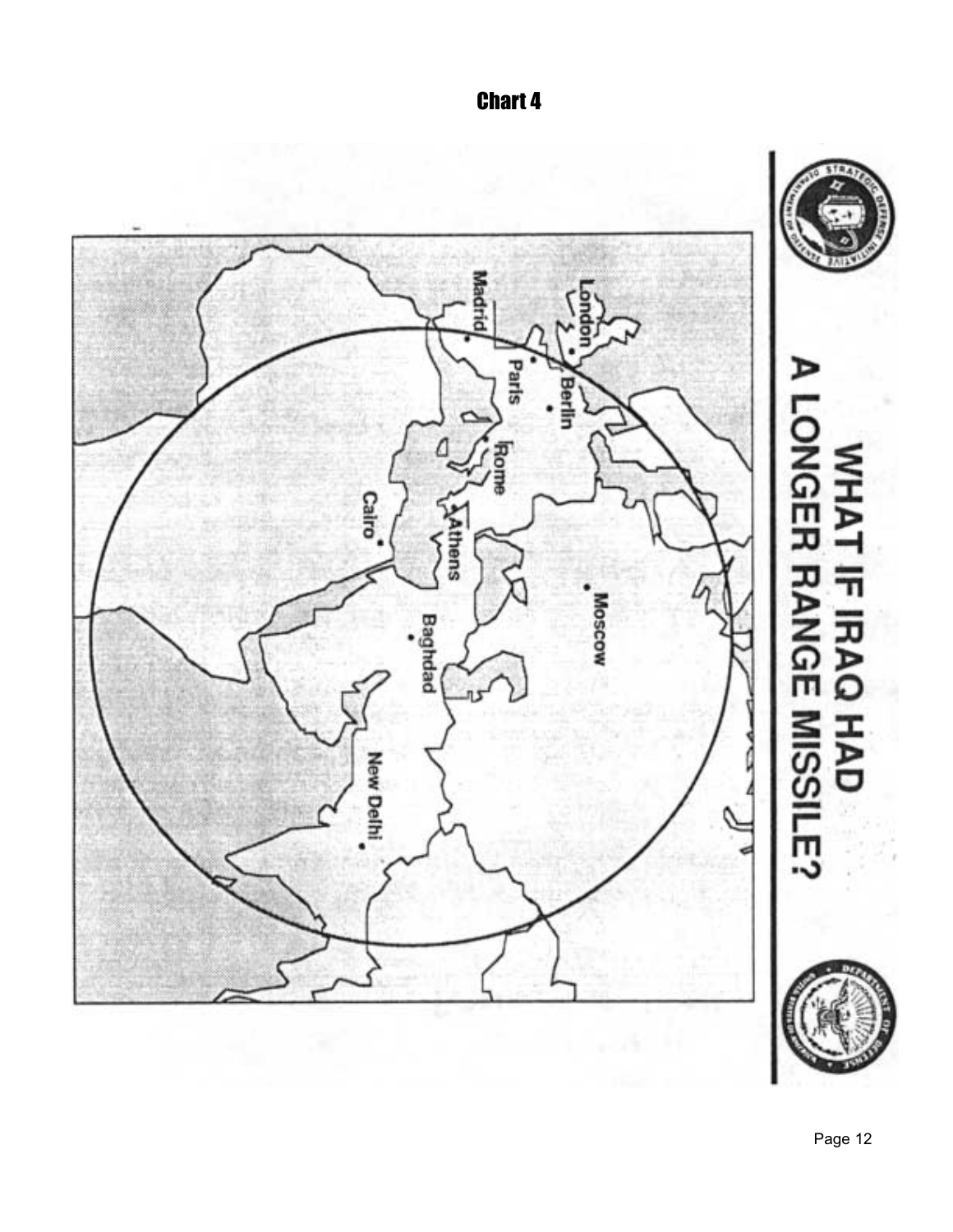# Chart 4

## WHAT IF IRAQ HAD A LONGER RANGE MISSILE?

London

Berlin

Paris

Madrid

Rome

Athens

Cairo

Moscow

Baghdad

New Delhi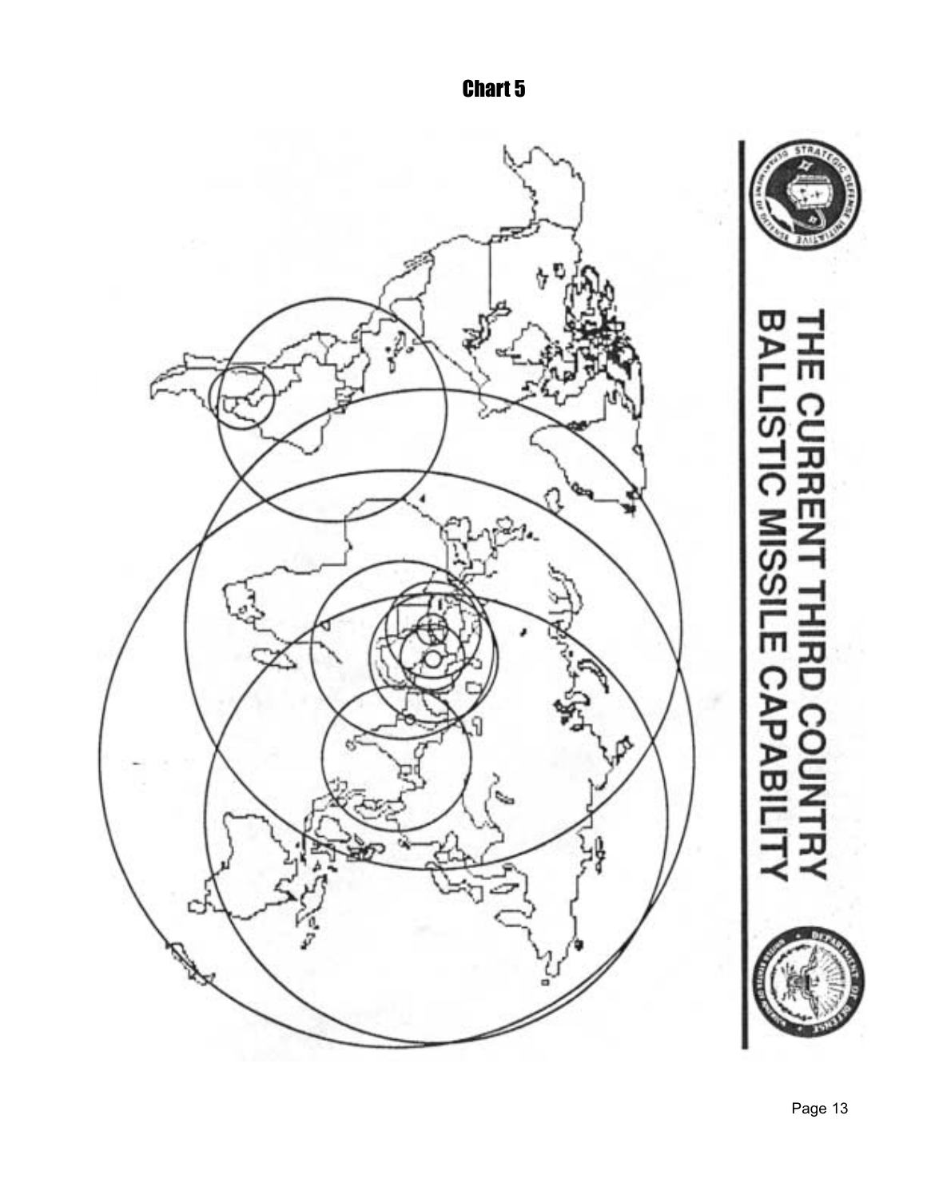# Chart 5

THE CURRENT THIRD COUNTRY BALLISTIC MISSILE CAPABILITY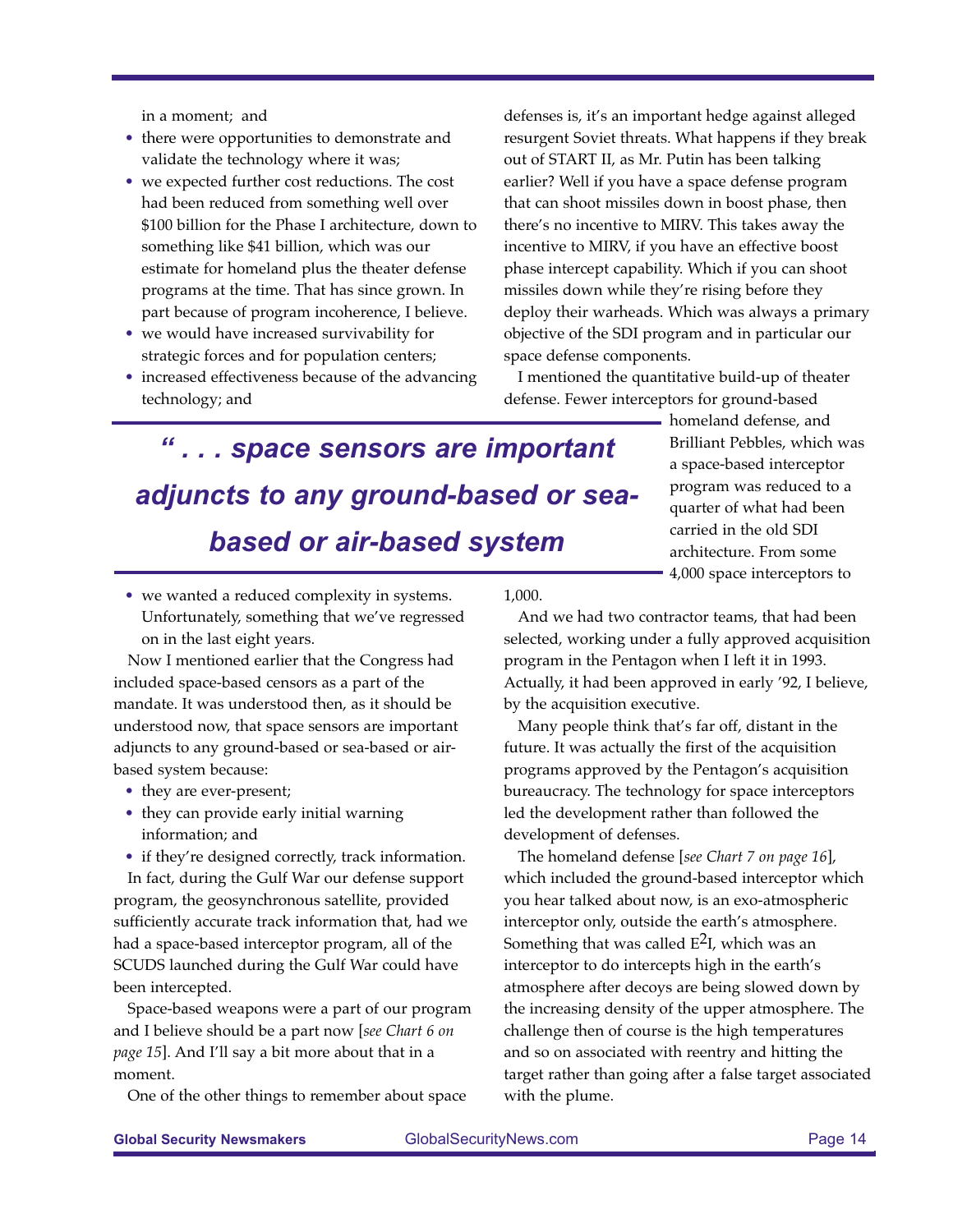in a moment; and

- there were opportunities to demonstrate and validate the technology where it was;
- we expected further cost reductions. The cost had been reduced from something well over $100 billion for the Phase I architecture, down to something like $41 billion, which was our estimate for homeland plus the theater defense programs at the time. That has since grown. In part because of program incoherence, I believe.
- we would have increased survivability for strategic forces and for population centers;
- increased effectiveness because of the advancing technology; and
- we wanted a reduced complexity in systems. Unfortunately, something that we've regressed on in the last eight years.

**" . . . space sensors are important adjuncts to any ground-based or sea-based or air-based system**

Now I mentioned earlier that the Congress had included space-based censors as a part of the mandate. It was understood then, as it should be understood now, that space sensors are important adjuncts to any ground-based or sea-based or air-based system because:

- they are ever-present;
- they can provide early initial warning information; and
- if they're designed correctly, track information.

In fact, during the Gulf War our defense support program, the geosynchronous satellite, provided sufficiently accurate track information that, had we had a space-based interceptor program, all of the SCUDS launched during the Gulf War could have been intercepted.

Space-based weapons were a part of our program and I believe should be a part now [*see Chart 6 on page 15*]. And I'll say a bit more about that in a moment.

One of the other things to remember about space defenses is, it's an important hedge against alleged resurgent Soviet threats. What happens if they break out of START II, as Mr. Putin has been talking earlier? Well if you have a space defense program that can shoot missiles down in boost phase, then there's no incentive to MIRV. This takes away the incentive to MIRV, if you have an effective boost phase intercept capability. Which if you can shoot missiles down while they're rising before they deploy their warheads. Which was always a primary objective of the SDI program and in particular our space defense components.

I mentioned the quantitative build-up of theater defense. Fewer interceptors for ground-based homeland defense, and Brilliant Pebbles, which was a space-based interceptor program was reduced to a quarter of what had been carried in the old SDI architecture. From some 4,000 space interceptors to 1,000.

And we had two contractor teams, that had been selected, working under a fully approved acquisition program in the Pentagon when I left it in 1993. Actually, it had been approved in early '92, I believe, by the acquisition executive.

Many people think that's far off, distant in the future. It was actually the first of the acquisition programs approved by the Pentagon's acquisition bureaucracy. The technology for space interceptors led the development rather than followed the development of defenses.

The homeland defense [*see Chart 7 on page 16*], which included the ground-based interceptor which you hear talked about now, is an exo-atmospheric interceptor only, outside the earth's atmosphere. Something that was called $E^2I$, which was an interceptor to do intercepts high in the earth's atmosphere after decoys are being slowed down by the increasing density of the upper atmosphere. The challenge then of course is the high temperatures and so on associated with reentry and hitting the target rather than going after a false target associated with the plume.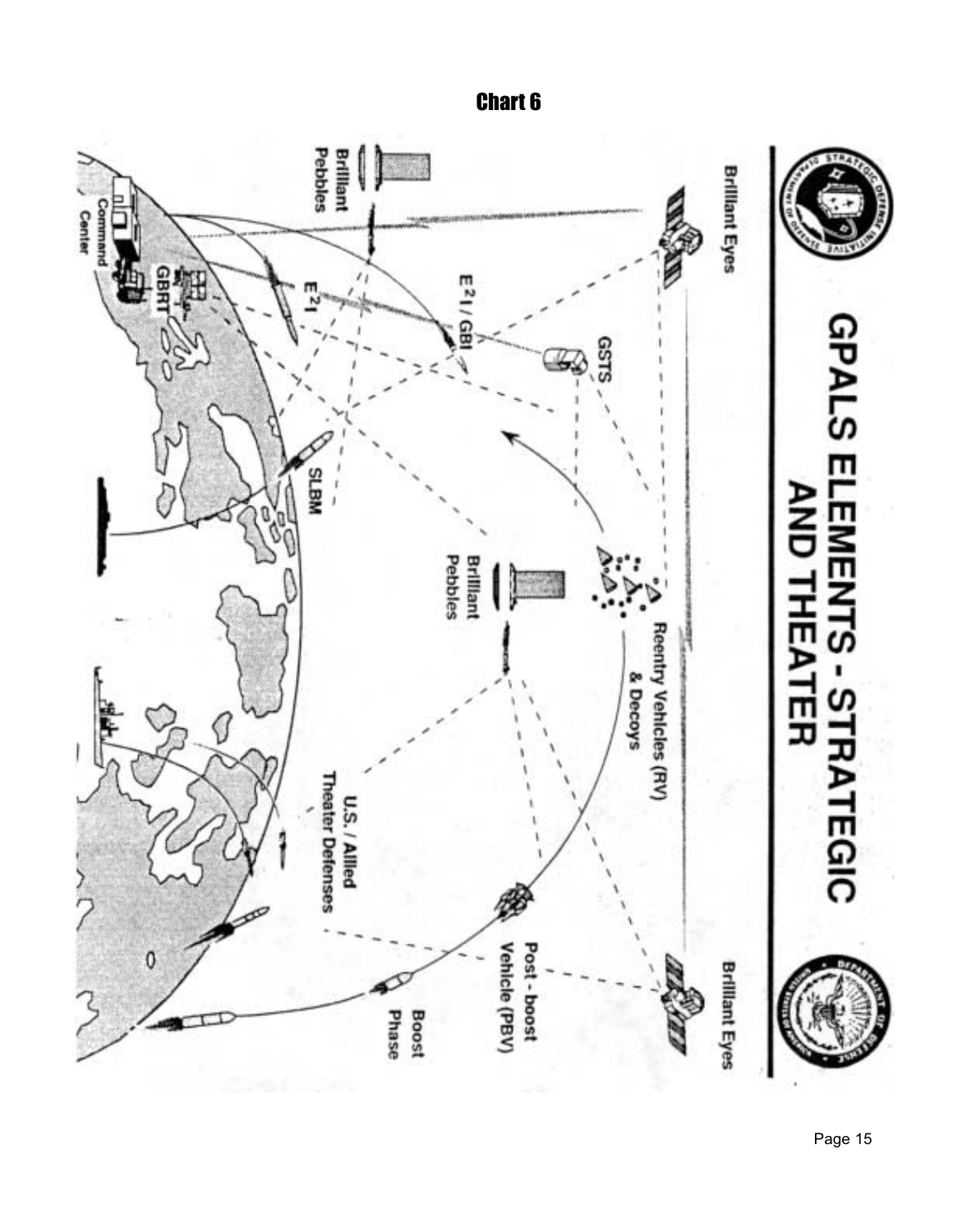## Chart 6

# GPALS ELEMENTS - STRATEGIC AND THEATER

Brilliant Eyes

Brilliant Eyes

GSTS

$E^2I$ / GBI

$E^2I$

GBRT

Command Center

Brilliant Pebbles

Brilliant Pebbles

SLBM

Reentry Vehicles (RV) & Decoys

U.S. / Allied Theater Defenses

Post - boost Vehicle (PBV)

Boost Phase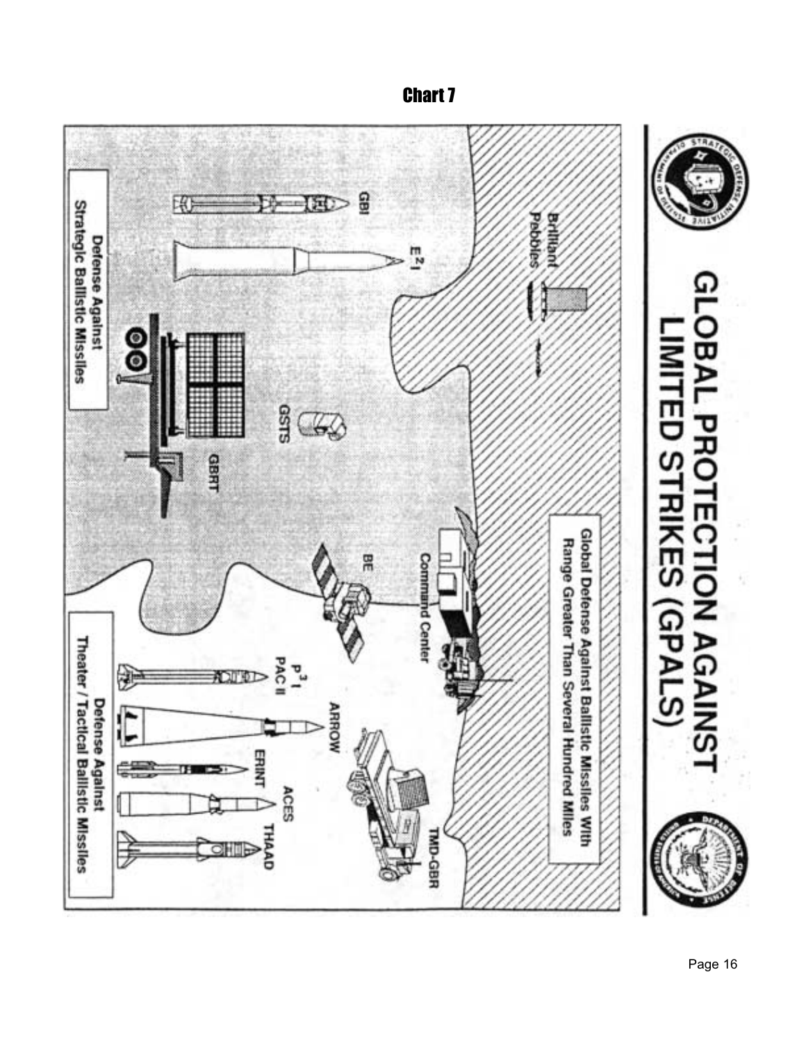# Chart 7

## GLOBAL PROTECTION AGAINST LIMITED STRIKES (GPALS)

Global Defense Against Ballistic Missiles With Range Greater Than Several Hundred Miles

Brilliant Pebbles

GBI

$E^2I$

GSTS

GBRT

Command Center

BE

Defense Against Strategic Ballistic Missiles

$P^3I$ PAC II

ARROW

ERINT

ACES

THAAD

TMD-GBR

Defense Against Theater / Tactical Ballistic Missiles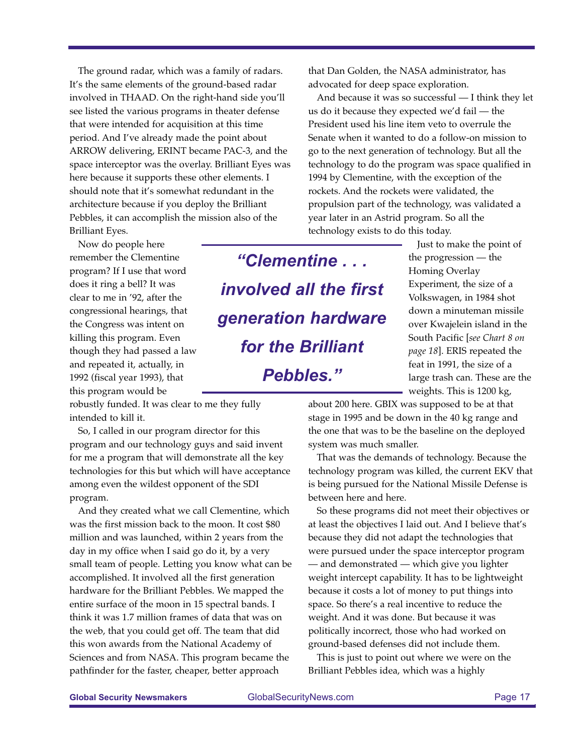The ground radar, which was a family of radars. It's the same elements of the ground-based radar involved in THAAD. On the right-hand side you'll see listed the various programs in theater defense that were intended for acquisition at this time period. And I've already made the point about ARROW delivering, ERINT became PAC-3, and the space interceptor was the overlay. Brilliant Eyes was here because it supports these other elements. I should note that it's somewhat redundant in the architecture because if you deploy the Brilliant Pebbles, it can accomplish the mission also of the Brilliant Eyes.

Now do people here remember the Clementine program? If I use that word does it ring a bell? It was clear to me in '92, after the congressional hearings, that the Congress was intent on killing this program. Even though they had passed a law and repeated it, actually, in 1992 (fiscal year 1993), that this program would be robustly funded. It was clear to me they fully intended to kill it.

> ***"Clementine . . . involved all the first generation hardware for the Brilliant Pebbles."***

So, I called in our program director for this program and our technology guys and said invent for me a program that will demonstrate all the key technologies for this but which will have acceptance among even the wildest opponent of the SDI program.

And they created what we call Clementine, which was the first mission back to the moon. It cost $80 million and was launched, within 2 years from the day in my office when I said go do it, by a very small team of people. Letting you know what can be accomplished. It involved all the first generation hardware for the Brilliant Pebbles. We mapped the entire surface of the moon in 15 spectral bands. I think it was 1.7 million frames of data that was on the web, that you could get off. The team that did this won awards from the National Academy of Sciences and from NASA. This program became the pathfinder for the faster, cheaper, better approach that Dan Golden, the NASA administrator, has advocated for deep space exploration.

And because it was so successful — I think they let us do it because they expected we'd fail — the President used his line item veto to overrule the Senate when it wanted to do a follow-on mission to go to the next generation of technology. But all the technology to do the program was space qualified in 1994 by Clementine, with the exception of the rockets. And the rockets were validated, the propulsion part of the technology, was validated a year later in an Astrid program. So all the technology exists to do this today.

Just to make the point of the progression — the Homing Overlay Experiment, the size of a Volkswagen, in 1984 shot down a minuteman missile over Kwajelein island in the South Pacific [*see Chart 8 on page 18*]. ERIS repeated the feat in 1991, the size of a large trash can. These are the weights. This is 1200 kg, about 200 here. GBIX was supposed to be at that stage in 1995 and be down in the 40 kg range and the one that was to be the baseline on the deployed system was much smaller.

That was the demands of technology. Because the technology program was killed, the current EKV that is being pursued for the National Missile Defense is between here and here.

So these programs did not meet their objectives or at least the objectives I laid out. And I believe that's because they did not adapt the technologies that were pursued under the space interceptor program — and demonstrated — which give you lighter weight intercept capability. It has to be lightweight because it costs a lot of money to put things into space. So there's a real incentive to reduce the weight. And it was done. But because it was politically incorrect, those who had worked on ground-based defenses did not include them.

This is just to point out where we were on the Brilliant Pebbles idea, which was a highly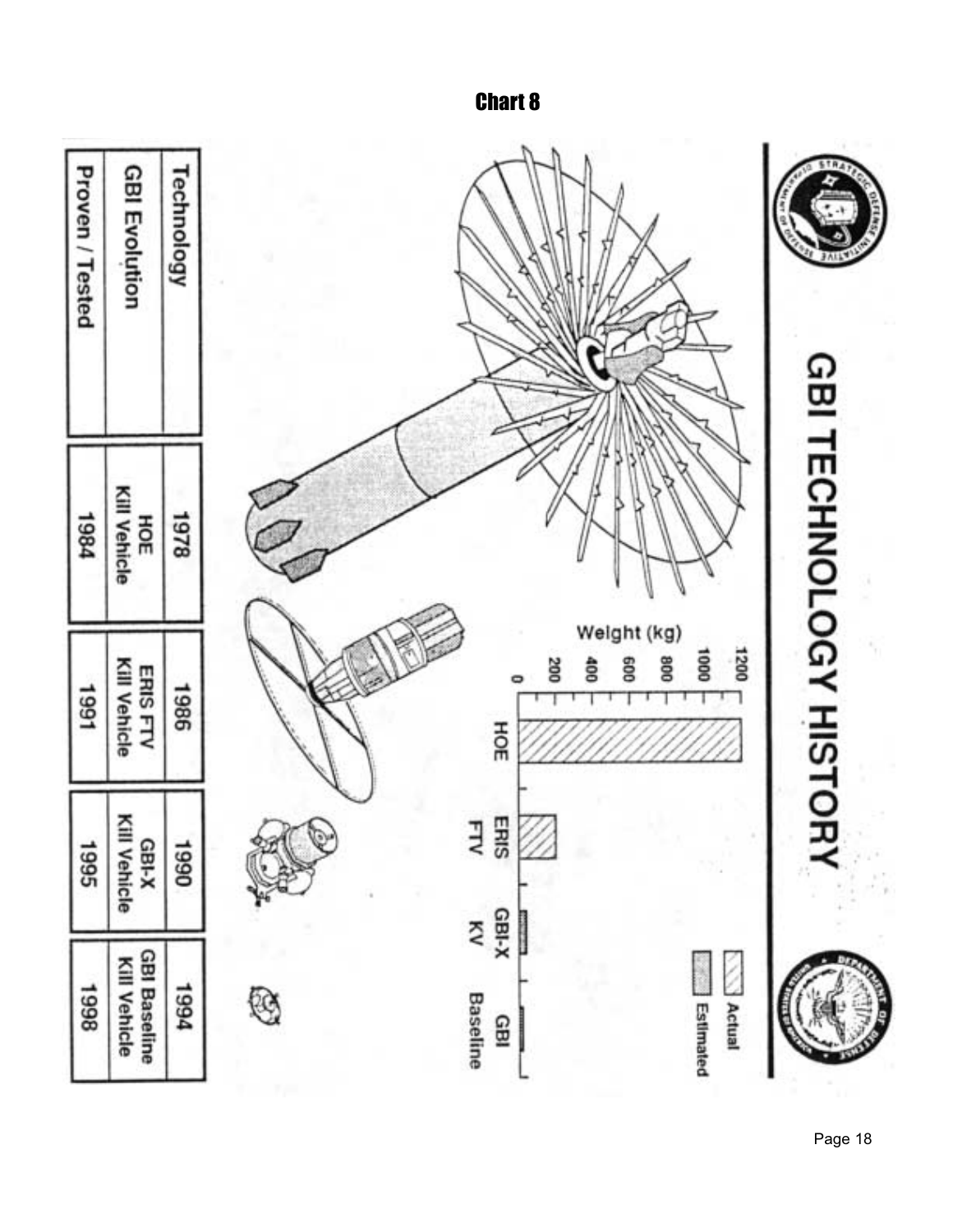# Chart 8

## GBI TECHNOLOGY HISTORY

Weight (kg)

| | HOE | ERIS FTV | GBI-X KV | GBI Baseline |
|---|---|---|---|---|

Actual

Estimated

| Technology | 1978 | 1986 | 1990 | 1994 |
|---|---|---|---|---|
| GBI Evolution | HOE Kill Vehicle | ERIS FTV Kill Vehicle | GBI-X Kill Vehicle | GBI Baseline Kill Vehicle |
| Proven / Tested | 1984 | 1991 | 1995 | 1998 |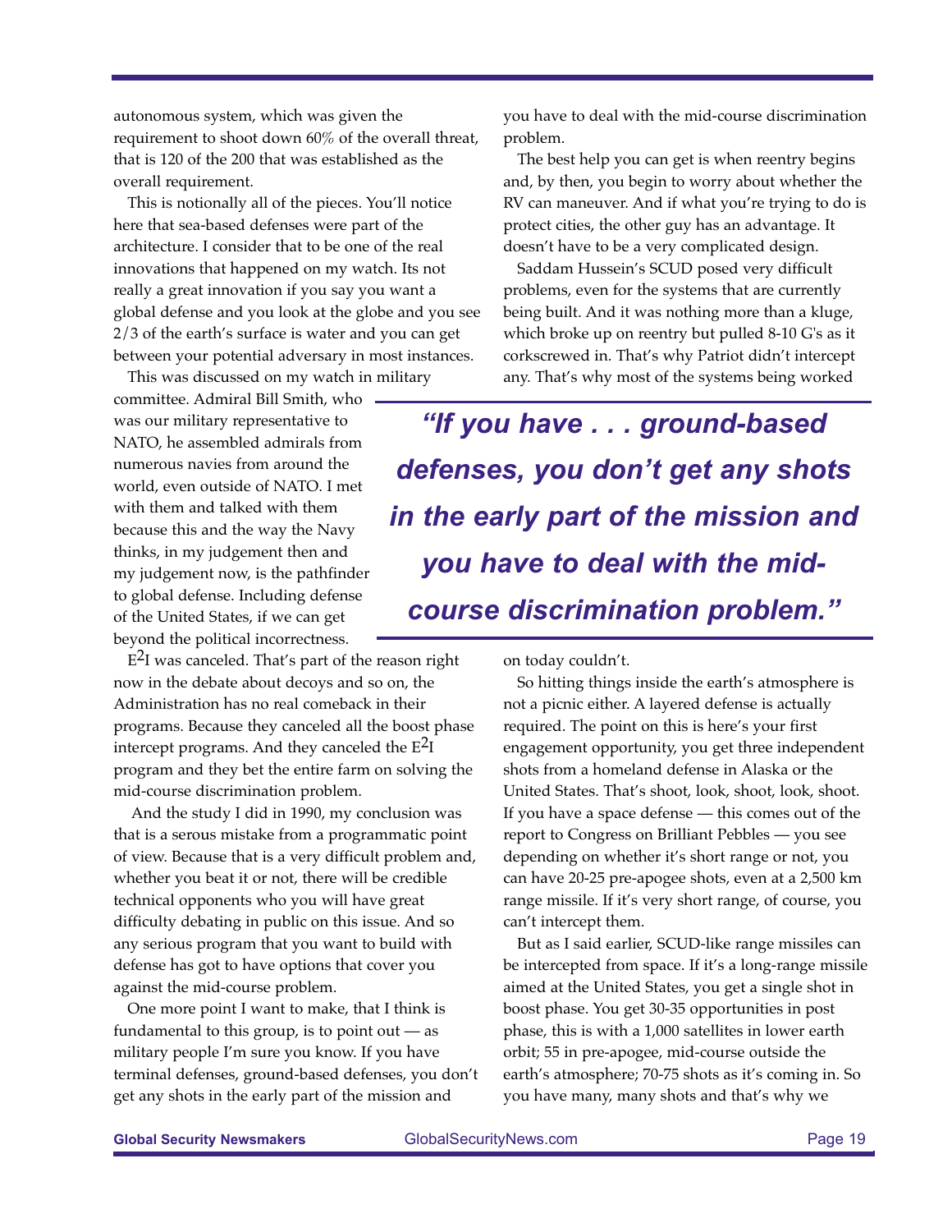autonomous system, which was given the requirement to shoot down 60% of the overall threat, that is 120 of the 200 that was established as the overall requirement.

This is notionally all of the pieces. You'll notice here that sea-based defenses were part of the architecture. I consider that to be one of the real innovations that happened on my watch. Its not really a great innovation if you say you want a global defense and you look at the globe and you see 2/3 of the earth's surface is water and you can get between your potential adversary in most instances.

This was discussed on my watch in military committee. Admiral Bill Smith, who was our military representative to NATO, he assembled admirals from numerous navies from around the world, even outside of NATO. I met with them and talked with them because this and the way the Navy thinks, in my judgement then and my judgement now, is the pathfinder to global defense. Including defense of the United States, if we can get beyond the political incorrectness.

$E^2I$ was canceled. That's part of the reason right now in the debate about decoys and so on, the Administration has no real comeback in their programs. Because they canceled all the boost phase intercept programs. And they canceled the $E^2I$ program and they bet the entire farm on solving the mid-course discrimination problem.

And the study I did in 1990, my conclusion was that is a serous mistake from a programmatic point of view. Because that is a very difficult problem and, whether you beat it or not, there will be credible technical opponents who you will have great difficulty debating in public on this issue. And so any serious program that you want to build with defense has got to have options that cover you against the mid-course problem.

One more point I want to make, that I think is fundamental to this group, is to point out — as military people I'm sure you know. If you have terminal defenses, ground-based defenses, you don't get any shots in the early part of the mission and you have to deal with the mid-course discrimination problem.

The best help you can get is when reentry begins and, by then, you begin to worry about whether the RV can maneuver. And if what you're trying to do is protect cities, the other guy has an advantage. It doesn't have to be a very complicated design.

Saddam Hussein's SCUD posed very difficult problems, even for the systems that are currently being built. And it was nothing more than a kluge, which broke up on reentry but pulled 8-10 G's as it corkscrewed in. That's why Patriot didn't intercept any. That's why most of the systems being worked on today couldn't.

> ***"If you have . . . ground-based defenses, you don't get any shots in the early part of the mission and you have to deal with the mid-course discrimination problem."***

So hitting things inside the earth's atmosphere is not a picnic either. A layered defense is actually required. The point on this is here's your first engagement opportunity, you get three independent shots from a homeland defense in Alaska or the United States. That's shoot, look, shoot, look, shoot. If you have a space defense — this comes out of the report to Congress on Brilliant Pebbles — you see depending on whether it's short range or not, you can have 20-25 pre-apogee shots, even at a 2,500 km range missile. If it's very short range, of course, you can't intercept them.

But as I said earlier, SCUD-like range missiles can be intercepted from space. If it's a long-range missile aimed at the United States, you get a single shot in boost phase. You get 30-35 opportunities in post phase, this is with a 1,000 satellites in lower earth orbit; 55 in pre-apogee, mid-course outside the earth's atmosphere; 70-75 shots as it's coming in. So you have many, many shots and that's why we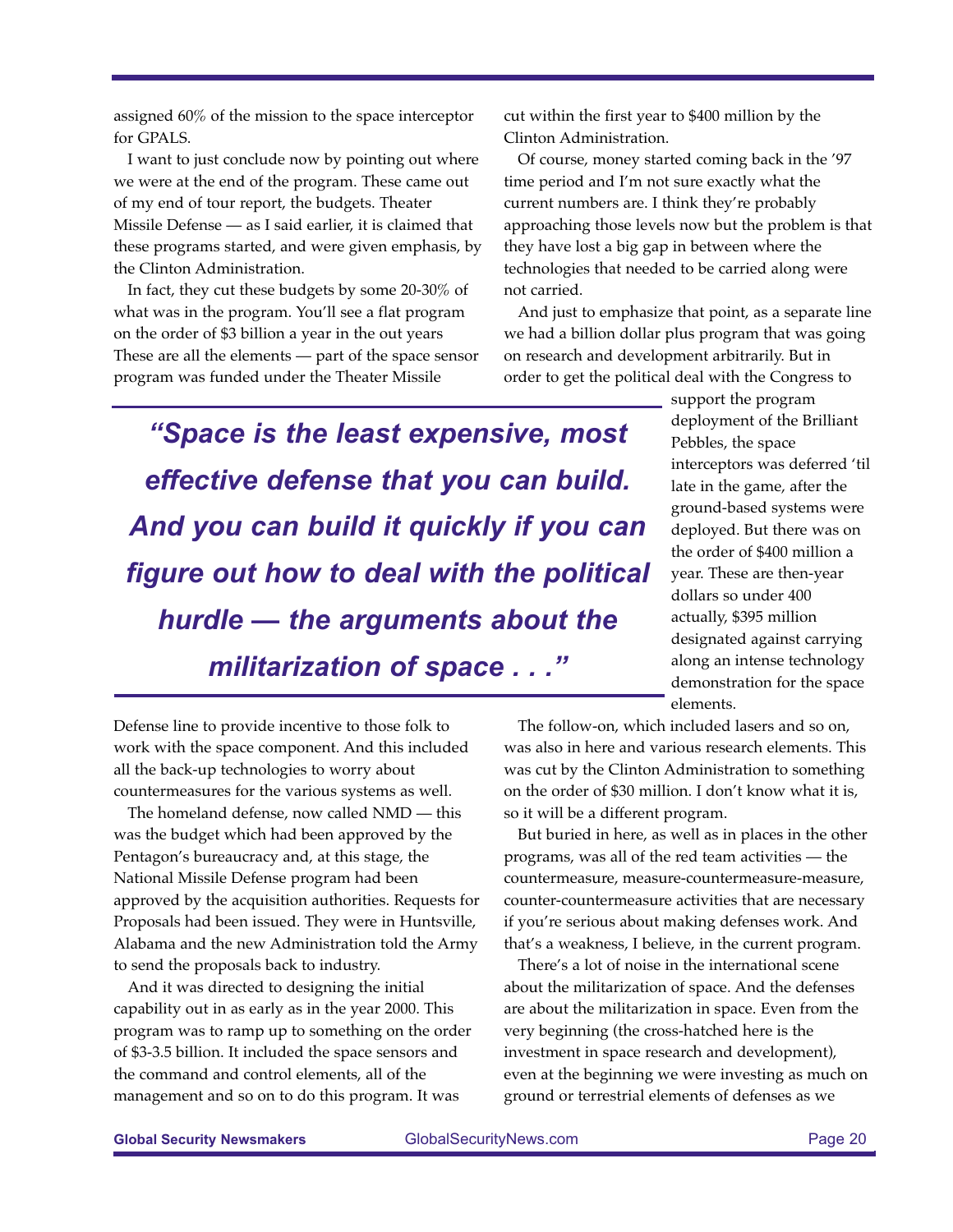assigned 60% of the mission to the space interceptor for GPALS.

I want to just conclude now by pointing out where we were at the end of the program. These came out of my end of tour report, the budgets. Theater Missile Defense — as I said earlier, it is claimed that these programs started, and were given emphasis, by the Clinton Administration.

In fact, they cut these budgets by some 20-30% of what was in the program. You'll see a flat program on the order of $3 billion a year in the out years These are all the elements — part of the space sensor program was funded under the Theater Missile Defense line to provide incentive to those folk to work with the space component. And this included all the back-up technologies to worry about countermeasures for the various systems as well.

The homeland defense, now called NMD — this was the budget which had been approved by the Pentagon's bureaucracy and, at this stage, the National Missile Defense program had been approved by the acquisition authorities. Requests for Proposals had been issued. They were in Huntsville, Alabama and the new Administration told the Army to send the proposals back to industry.

And it was directed to designing the initial capability out in as early as in the year 2000. This program was to ramp up to something on the order of $3-3.5 billion. It included the space sensors and the command and control elements, all of the management and so on to do this program. It was cut within the first year to $400 million by the Clinton Administration.

Of course, money started coming back in the '97 time period and I'm not sure exactly what the current numbers are. I think they're probably approaching those levels now but the problem is that they have lost a big gap in between where the technologies that needed to be carried along were not carried.

And just to emphasize that point, as a separate line we had a billion dollar plus program that was going on research and development arbitrarily. But in order to get the political deal with the Congress to support the program deployment of the Brilliant Pebbles, the space interceptors was deferred 'til late in the game, after the ground-based systems were deployed. But there was on the order of $400 million a year. These are then-year dollars so under 400 actually, $395 million designated against carrying along an intense technology demonstration for the space elements.

> ***"Space is the least expensive, most effective defense that you can build. And you can build it quickly if you can figure out how to deal with the political hurdle — the arguments about the militarization of space . . ."***

The follow-on, which included lasers and so on, was also in here and various research elements. This was cut by the Clinton Administration to something on the order of $30 million. I don't know what it is, so it will be a different program.

But buried in here, as well as in places in the other programs, was all of the red team activities — the countermeasure, measure-countermeasure-measure, counter-countermeasure activities that are necessary if you're serious about making defenses work. And that's a weakness, I believe, in the current program.

There's a lot of noise in the international scene about the militarization of space. And the defenses are about the militarization in space. Even from the very beginning (the cross-hatched here is the investment in space research and development), even at the beginning we were investing as much on ground or terrestrial elements of defenses as we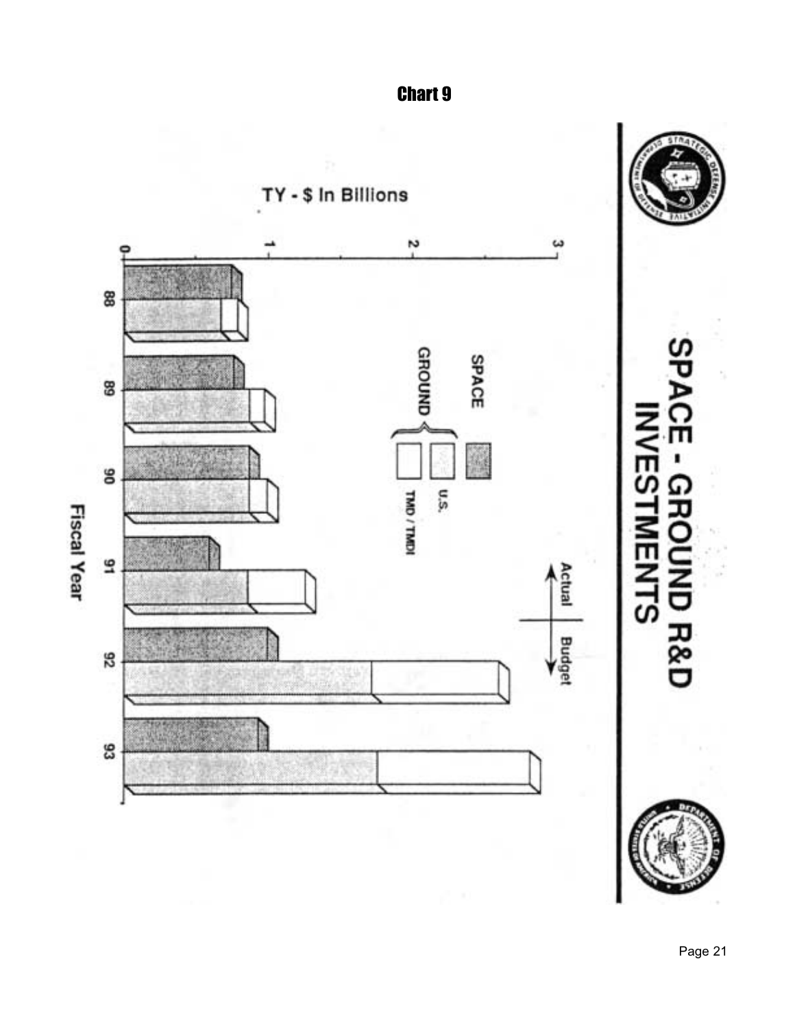## Chart 9

# SPACE - GROUND R&D INVESTMENTS

TY - $ In Billions

Legend: SPACE; GROUND: U.S., TMD / TMDI

Actual ← | → Budget

Fiscal Year: 88, 89, 90, 91, 92, 93

Axis: 0, 1, 2, 3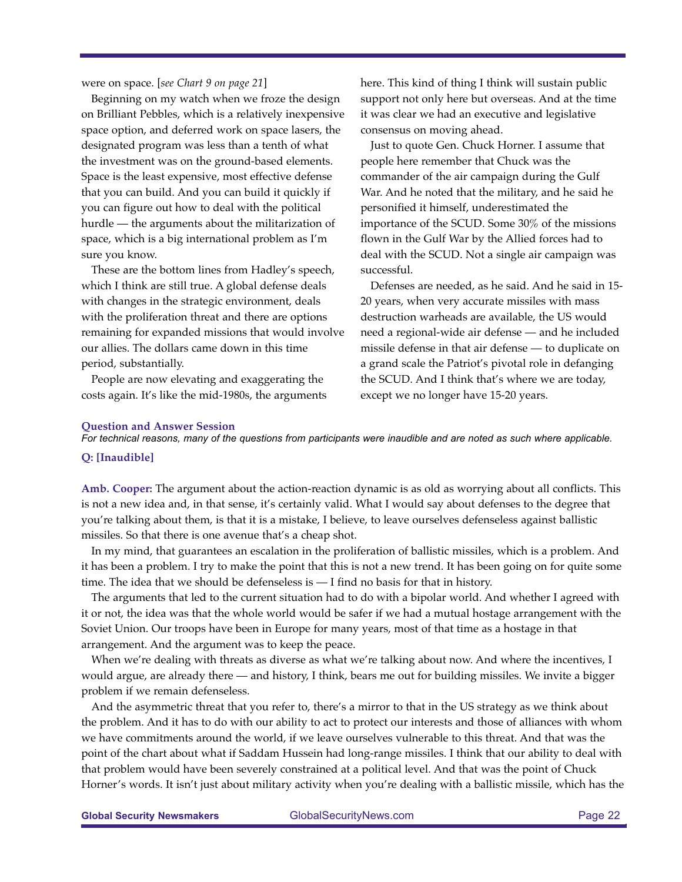were on space. [*see Chart 9 on page 21*]

Beginning on my watch when we froze the design on Brilliant Pebbles, which is a relatively inexpensive space option, and deferred work on space lasers, the designated program was less than a tenth of what the investment was on the ground-based elements. Space is the least expensive, most effective defense that you can build. And you can build it quickly if you can figure out how to deal with the political hurdle — the arguments about the militarization of space, which is a big international problem as I'm sure you know.

These are the bottom lines from Hadley's speech, which I think are still true. A global defense deals with changes in the strategic environment, deals with the proliferation threat and there are options remaining for expanded missions that would involve our allies. The dollars came down in this time period, substantially.

People are now elevating and exaggerating the costs again. It's like the mid-1980s, the arguments here. This kind of thing I think will sustain public support not only here but overseas. And at the time it was clear we had an executive and legislative consensus on moving ahead.

Just to quote Gen. Chuck Horner. I assume that people here remember that Chuck was the commander of the air campaign during the Gulf War. And he noted that the military, and he said he personified it himself, underestimated the importance of the SCUD. Some 30% of the missions flown in the Gulf War by the Allied forces had to deal with the SCUD. Not a single air campaign was successful.

Defenses are needed, as he said. And he said in 15-20 years, when very accurate missiles with mass destruction warheads are available, the US would need a regional-wide air defense — and he included missile defense in that air defense — to duplicate on a grand scale the Patriot's pivotal role in defanging the SCUD. And I think that's where we are today, except we no longer have 15-20 years.

### Question and Answer Session

*For technical reasons, many of the questions from participants were inaudible and are noted as such where applicable.*

**Q: [Inaudible]**

**Amb. Cooper:** The argument about the action-reaction dynamic is as old as worrying about all conflicts. This is not a new idea and, in that sense, it's certainly valid. What I would say about defenses to the degree that you're talking about them, is that it is a mistake, I believe, to leave ourselves defenseless against ballistic missiles. So that there is one avenue that's a cheap shot.

In my mind, that guarantees an escalation in the proliferation of ballistic missiles, which is a problem. And it has been a problem. I try to make the point that this is not a new trend. It has been going on for quite some time. The idea that we should be defenseless is — I find no basis for that in history.

The arguments that led to the current situation had to do with a bipolar world. And whether I agreed with it or not, the idea was that the whole world would be safer if we had a mutual hostage arrangement with the Soviet Union. Our troops have been in Europe for many years, most of that time as a hostage in that arrangement. And the argument was to keep the peace.

When we're dealing with threats as diverse as what we're talking about now. And where the incentives, I would argue, are already there — and history, I think, bears me out for building missiles. We invite a bigger problem if we remain defenseless.

And the asymmetric threat that you refer to, there's a mirror to that in the US strategy as we think about the problem. And it has to do with our ability to act to protect our interests and those of alliances with whom we have commitments around the world, if we leave ourselves vulnerable to this threat. And that was the point of the chart about what if Saddam Hussein had long-range missiles. I think that our ability to deal with that problem would have been severely constrained at a political level. And that was the point of Chuck Horner's words. It isn't just about military activity when you're dealing with a ballistic missile, which has the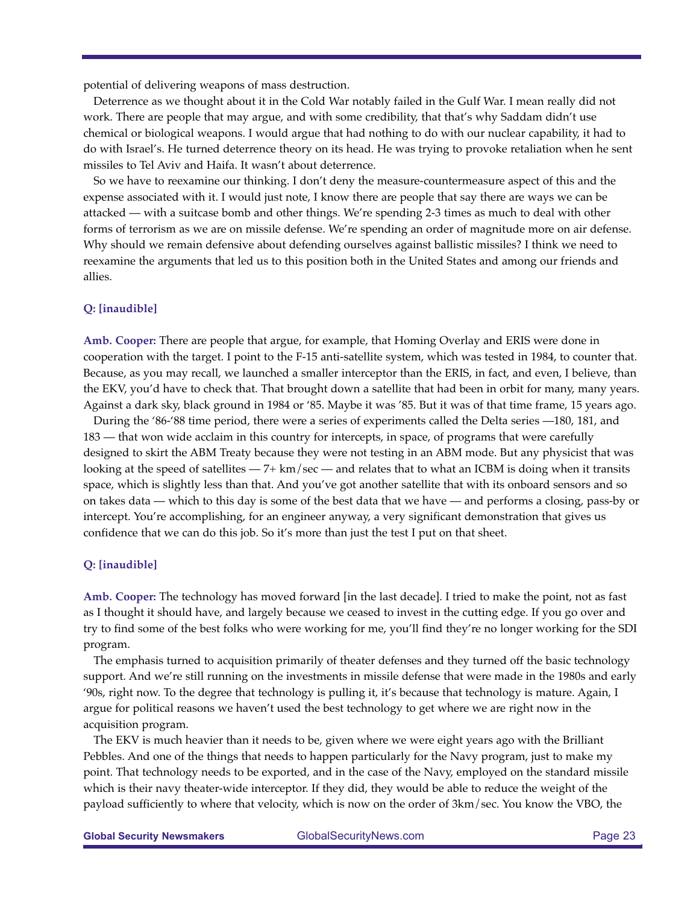potential of delivering weapons of mass destruction.

Deterrence as we thought about it in the Cold War notably failed in the Gulf War. I mean really did not work. There are people that may argue, and with some credibility, that that's why Saddam didn't use chemical or biological weapons. I would argue that had nothing to do with our nuclear capability, it had to do with Israel's. He turned deterrence theory on its head. He was trying to provoke retaliation when he sent missiles to Tel Aviv and Haifa. It wasn't about deterrence.

So we have to reexamine our thinking. I don't deny the measure-countermeasure aspect of this and the expense associated with it. I would just note, I know there are people that say there are ways we can be attacked — with a suitcase bomb and other things. We're spending 2-3 times as much to deal with other forms of terrorism as we are on missile defense. We're spending an order of magnitude more on air defense. Why should we remain defensive about defending ourselves against ballistic missiles? I think we need to reexamine the arguments that led us to this position both in the United States and among our friends and allies.

**Q: [inaudible]**

**Amb. Cooper:** There are people that argue, for example, that Homing Overlay and ERIS were done in cooperation with the target. I point to the F-15 anti-satellite system, which was tested in 1984, to counter that. Because, as you may recall, we launched a smaller interceptor than the ERIS, in fact, and even, I believe, than the EKV, you'd have to check that. That brought down a satellite that had been in orbit for many, many years. Against a dark sky, black ground in 1984 or '85. Maybe it was '85. But it was of that time frame, 15 years ago.

During the '86-'88 time period, there were a series of experiments called the Delta series —180, 181, and 183 — that won wide acclaim in this country for intercepts, in space, of programs that were carefully designed to skirt the ABM Treaty because they were not testing in an ABM mode. But any physicist that was looking at the speed of satellites — 7+ km/sec — and relates that to what an ICBM is doing when it transits space, which is slightly less than that. And you've got another satellite that with its onboard sensors and so on takes data — which to this day is some of the best data that we have — and performs a closing, pass-by or intercept. You're accomplishing, for an engineer anyway, a very significant demonstration that gives us confidence that we can do this job. So it's more than just the test I put on that sheet.

**Q: [inaudible]**

**Amb. Cooper:** The technology has moved forward [in the last decade]. I tried to make the point, not as fast as I thought it should have, and largely because we ceased to invest in the cutting edge. If you go over and try to find some of the best folks who were working for me, you'll find they're no longer working for the SDI program.

The emphasis turned to acquisition primarily of theater defenses and they turned off the basic technology support. And we're still running on the investments in missile defense that were made in the 1980s and early '90s, right now. To the degree that technology is pulling it, it's because that technology is mature. Again, I argue for political reasons we haven't used the best technology to get where we are right now in the acquisition program.

The EKV is much heavier than it needs to be, given where we were eight years ago with the Brilliant Pebbles. And one of the things that needs to happen particularly for the Navy program, just to make my point. That technology needs to be exported, and in the case of the Navy, employed on the standard missile which is their navy theater-wide interceptor. If they did, they would be able to reduce the weight of the payload sufficiently to where that velocity, which is now on the order of 3km/sec. You know the VBO, the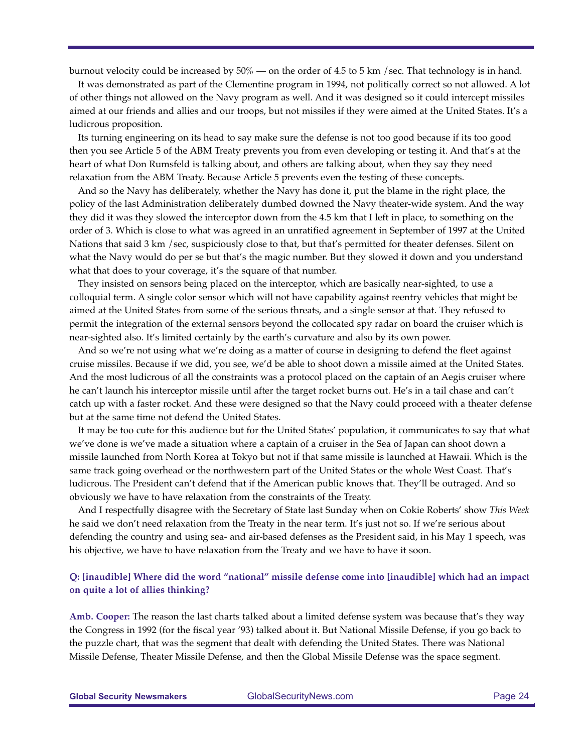burnout velocity could be increased by 50% — on the order of 4.5 to 5 km /sec. That technology is in hand.

It was demonstrated as part of the Clementine program in 1994, not politically correct so not allowed. A lot of other things not allowed on the Navy program as well. And it was designed so it could intercept missiles aimed at our friends and allies and our troops, but not missiles if they were aimed at the United States. It's a ludicrous proposition.

Its turning engineering on its head to say make sure the defense is not too good because if its too good then you see Article 5 of the ABM Treaty prevents you from even developing or testing it. And that's at the heart of what Don Rumsfeld is talking about, and others are talking about, when they say they need relaxation from the ABM Treaty. Because Article 5 prevents even the testing of these concepts.

And so the Navy has deliberately, whether the Navy has done it, put the blame in the right place, the policy of the last Administration deliberately dumbed downed the Navy theater-wide system. And the way they did it was they slowed the interceptor down from the 4.5 km that I left in place, to something on the order of 3. Which is close to what was agreed in an unratified agreement in September of 1997 at the United Nations that said 3 km /sec, suspiciously close to that, but that's permitted for theater defenses. Silent on what the Navy would do per se but that's the magic number. But they slowed it down and you understand what that does to your coverage, it's the square of that number.

They insisted on sensors being placed on the interceptor, which are basically near-sighted, to use a colloquial term. A single color sensor which will not have capability against reentry vehicles that might be aimed at the United States from some of the serious threats, and a single sensor at that. They refused to permit the integration of the external sensors beyond the collocated spy radar on board the cruiser which is near-sighted also. It's limited certainly by the earth's curvature and also by its own power.

And so we're not using what we're doing as a matter of course in designing to defend the fleet against cruise missiles. Because if we did, you see, we'd be able to shoot down a missile aimed at the United States. And the most ludicrous of all the constraints was a protocol placed on the captain of an Aegis cruiser where he can't launch his interceptor missile until after the target rocket burns out. He's in a tail chase and can't catch up with a faster rocket. And these were designed so that the Navy could proceed with a theater defense but at the same time not defend the United States.

It may be too cute for this audience but for the United States' population, it communicates to say that what we've done is we've made a situation where a captain of a cruiser in the Sea of Japan can shoot down a missile launched from North Korea at Tokyo but not if that same missile is launched at Hawaii. Which is the same track going overhead or the northwestern part of the United States or the whole West Coast. That's ludicrous. The President can't defend that if the American public knows that. They'll be outraged. And so obviously we have to have relaxation from the constraints of the Treaty.

And I respectfully disagree with the Secretary of State last Sunday when on Cokie Roberts' show *This Week* he said we don't need relaxation from the Treaty in the near term. It's just not so. If we're serious about defending the country and using sea- and air-based defenses as the President said, in his May 1 speech, was his objective, we have to have relaxation from the Treaty and we have to have it soon.

**Q: [inaudible] Where did the word "national" missile defense come into [inaudible] which had an impact on quite a lot of allies thinking?**

**Amb. Cooper:** The reason the last charts talked about a limited defense system was because that's they way the Congress in 1992 (for the fiscal year '93) talked about it. But National Missile Defense, if you go back to the puzzle chart, that was the segment that dealt with defending the United States. There was National Missile Defense, Theater Missile Defense, and then the Global Missile Defense was the space segment.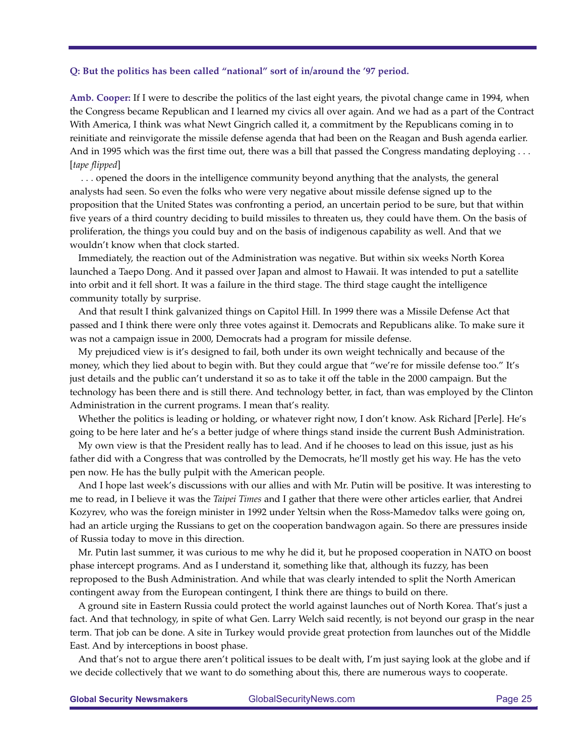**Q: But the politics has been called "national" sort of in/around the '97 period.**

**Amb. Cooper:** If I were to describe the politics of the last eight years, the pivotal change came in 1994, when the Congress became Republican and I learned my civics all over again. And we had as a part of the Contract With America, I think was what Newt Gingrich called it, a commitment by the Republicans coming in to reinitiate and reinvigorate the missile defense agenda that had been on the Reagan and Bush agenda earlier. And in 1995 which was the first time out, there was a bill that passed the Congress mandating deploying . . . [*tape flipped*]

. . . opened the doors in the intelligence community beyond anything that the analysts, the general analysts had seen. So even the folks who were very negative about missile defense signed up to the proposition that the United States was confronting a period, an uncertain period to be sure, but that within five years of a third country deciding to build missiles to threaten us, they could have them. On the basis of proliferation, the things you could buy and on the basis of indigenous capability as well. And that we wouldn't know when that clock started.

Immediately, the reaction out of the Administration was negative. But within six weeks North Korea launched a Taepo Dong. And it passed over Japan and almost to Hawaii. It was intended to put a satellite into orbit and it fell short. It was a failure in the third stage. The third stage caught the intelligence community totally by surprise.

And that result I think galvanized things on Capitol Hill. In 1999 there was a Missile Defense Act that passed and I think there were only three votes against it. Democrats and Republicans alike. To make sure it was not a campaign issue in 2000, Democrats had a program for missile defense.

My prejudiced view is it's designed to fail, both under its own weight technically and because of the money, which they lied about to begin with. But they could argue that "we're for missile defense too." It's just details and the public can't understand it so as to take it off the table in the 2000 campaign. But the technology has been there and is still there. And technology better, in fact, than was employed by the Clinton Administration in the current programs. I mean that's reality.

Whether the politics is leading or holding, or whatever right now, I don't know. Ask Richard [Perle]. He's going to be here later and he's a better judge of where things stand inside the current Bush Administration.

My own view is that the President really has to lead. And if he chooses to lead on this issue, just as his father did with a Congress that was controlled by the Democrats, he'll mostly get his way. He has the veto pen now. He has the bully pulpit with the American people.

And I hope last week's discussions with our allies and with Mr. Putin will be positive. It was interesting to me to read, in I believe it was the *Taipei Times* and I gather that there were other articles earlier, that Andrei Kozyrev, who was the foreign minister in 1992 under Yeltsin when the Ross-Mamedov talks were going on, had an article urging the Russians to get on the cooperation bandwagon again. So there are pressures inside of Russia today to move in this direction.

Mr. Putin last summer, it was curious to me why he did it, but he proposed cooperation in NATO on boost phase intercept programs. And as I understand it, something like that, although its fuzzy, has been reproposed to the Bush Administration. And while that was clearly intended to split the North American contingent away from the European contingent, I think there are things to build on there.

A ground site in Eastern Russia could protect the world against launches out of North Korea. That's just a fact. And that technology, in spite of what Gen. Larry Welch said recently, is not beyond our grasp in the near term. That job can be done. A site in Turkey would provide great protection from launches out of the Middle East. And by interceptions in boost phase.

And that's not to argue there aren't political issues to be dealt with, I'm just saying look at the globe and if we decide collectively that we want to do something about this, there are numerous ways to cooperate.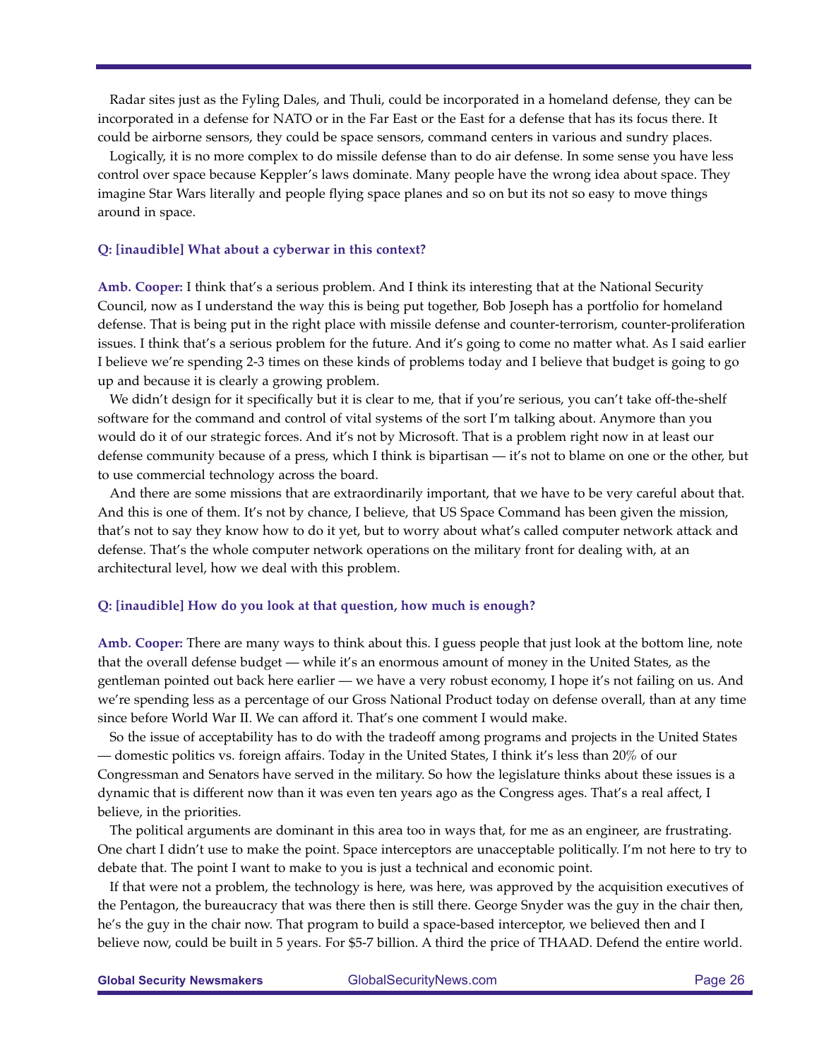Radar sites just as the Fyling Dales, and Thuli, could be incorporated in a homeland defense, they can be incorporated in a defense for NATO or in the Far East or the East for a defense that has its focus there. It could be airborne sensors, they could be space sensors, command centers in various and sundry places.

Logically, it is no more complex to do missile defense than to do air defense. In some sense you have less control over space because Keppler's laws dominate. Many people have the wrong idea about space. They imagine Star Wars literally and people flying space planes and so on but its not so easy to move things around in space.

**Q: [inaudible] What about a cyberwar in this context?**

**Amb. Cooper:** I think that's a serious problem. And I think its interesting that at the National Security Council, now as I understand the way this is being put together, Bob Joseph has a portfolio for homeland defense. That is being put in the right place with missile defense and counter-terrorism, counter-proliferation issues. I think that's a serious problem for the future. And it's going to come no matter what. As I said earlier I believe we're spending 2-3 times on these kinds of problems today and I believe that budget is going to go up and because it is clearly a growing problem.

We didn't design for it specifically but it is clear to me, that if you're serious, you can't take off-the-shelf software for the command and control of vital systems of the sort I'm talking about. Anymore than you would do it of our strategic forces. And it's not by Microsoft. That is a problem right now in at least our defense community because of a press, which I think is bipartisan — it's not to blame on one or the other, but to use commercial technology across the board.

And there are some missions that are extraordinarily important, that we have to be very careful about that. And this is one of them. It's not by chance, I believe, that US Space Command has been given the mission, that's not to say they know how to do it yet, but to worry about what's called computer network attack and defense. That's the whole computer network operations on the military front for dealing with, at an architectural level, how we deal with this problem.

**Q: [inaudible] How do you look at that question, how much is enough?**

**Amb. Cooper:** There are many ways to think about this. I guess people that just look at the bottom line, note that the overall defense budget — while it's an enormous amount of money in the United States, as the gentleman pointed out back here earlier — we have a very robust economy, I hope it's not failing on us. And we're spending less as a percentage of our Gross National Product today on defense overall, than at any time since before World War II. We can afford it. That's one comment I would make.

So the issue of acceptability has to do with the tradeoff among programs and projects in the United States — domestic politics vs. foreign affairs. Today in the United States, I think it's less than 20% of our Congressman and Senators have served in the military. So how the legislature thinks about these issues is a dynamic that is different now than it was even ten years ago as the Congress ages. That's a real affect, I believe, in the priorities.

The political arguments are dominant in this area too in ways that, for me as an engineer, are frustrating. One chart I didn't use to make the point. Space interceptors are unacceptable politically. I'm not here to try to debate that. The point I want to make to you is just a technical and economic point.

If that were not a problem, the technology is here, was here, was approved by the acquisition executives of the Pentagon, the bureaucracy that was there then is still there. George Snyder was the guy in the chair then, he's the guy in the chair now. That program to build a space-based interceptor, we believed then and I believe now, could be built in 5 years. For $5-7 billion. A third the price of THAAD. Defend the entire world.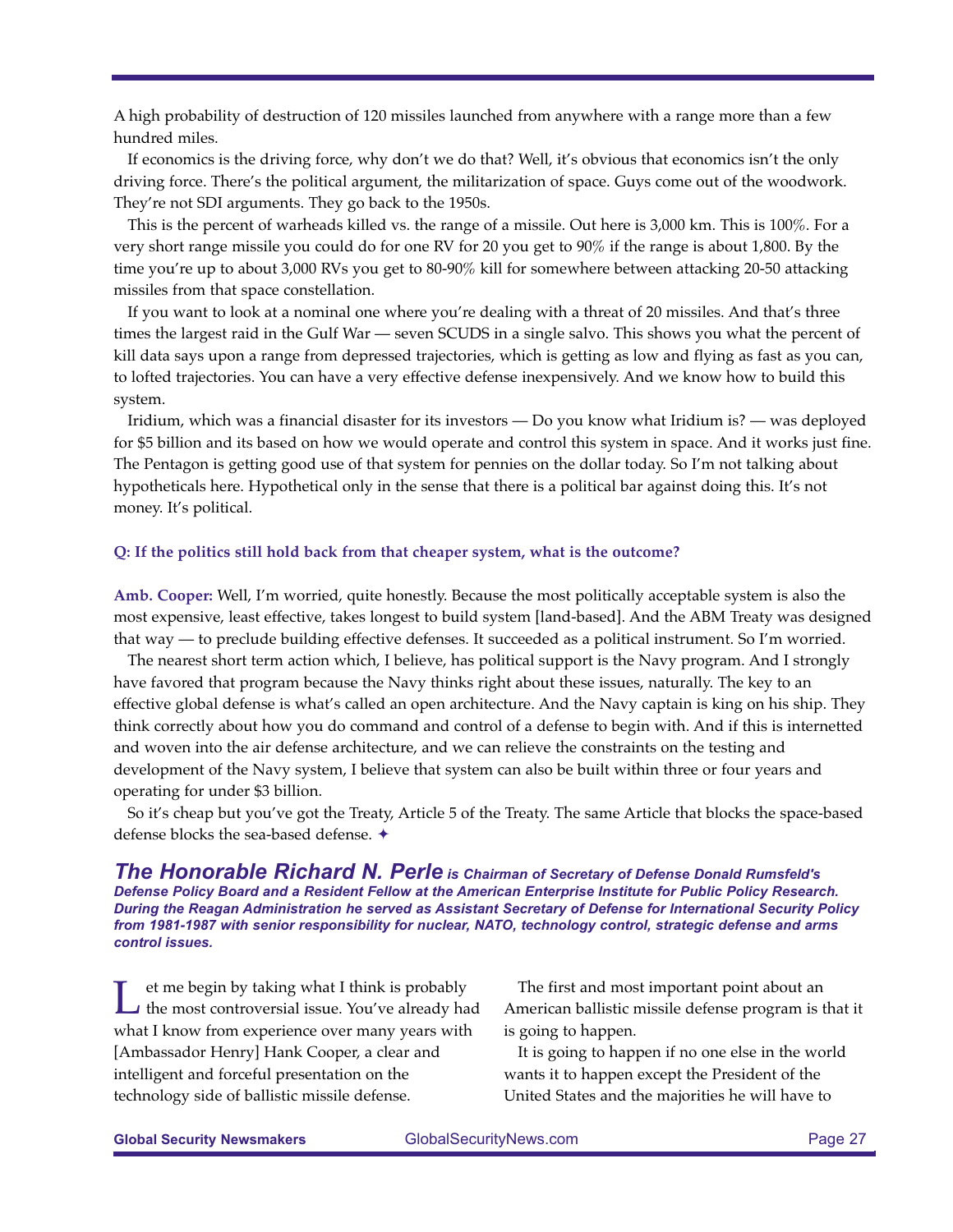A high probability of destruction of 120 missiles launched from anywhere with a range more than a few hundred miles.

If economics is the driving force, why don't we do that? Well, it's obvious that economics isn't the only driving force. There's the political argument, the militarization of space. Guys come out of the woodwork. They're not SDI arguments. They go back to the 1950s.

This is the percent of warheads killed vs. the range of a missile. Out here is 3,000 km. This is 100%. For a very short range missile you could do for one RV for 20 you get to 90% if the range is about 1,800. By the time you're up to about 3,000 RVs you get to 80-90% kill for somewhere between attacking 20-50 attacking missiles from that space constellation.

If you want to look at a nominal one where you're dealing with a threat of 20 missiles. And that's three times the largest raid in the Gulf War — seven SCUDS in a single salvo. This shows you what the percent of kill data says upon a range from depressed trajectories, which is getting as low and flying as fast as you can, to lofted trajectories. You can have a very effective defense inexpensively. And we know how to build this system.

Iridium, which was a financial disaster for its investors — Do you know what Iridium is? — was deployed for $5 billion and its based on how we would operate and control this system in space. And it works just fine. The Pentagon is getting good use of that system for pennies on the dollar today. So I'm not talking about hypotheticals here. Hypothetical only in the sense that there is a political bar against doing this. It's not money. It's political.

**Q: If the politics still hold back from that cheaper system, what is the outcome?**

**Amb. Cooper:** Well, I'm worried, quite honestly. Because the most politically acceptable system is also the most expensive, least effective, takes longest to build system [land-based]. And the ABM Treaty was designed that way — to preclude building effective defenses. It succeeded as a political instrument. So I'm worried.

The nearest short term action which, I believe, has political support is the Navy program. And I strongly have favored that program because the Navy thinks right about these issues, naturally. The key to an effective global defense is what's called an open architecture. And the Navy captain is king on his ship. They think correctly about how you do command and control of a defense to begin with. And if this is internetted and woven into the air defense architecture, and we can relieve the constraints on the testing and development of the Navy system, I believe that system can also be built within three or four years and operating for under $3 billion.

So it's cheap but you've got the Treaty, Article 5 of the Treaty. The same Article that blocks the space-based defense blocks the sea-based defense. ✦

***The Honorable Richard N. Perle** is Chairman of Secretary of Defense Donald Rumsfeld's Defense Policy Board and a Resident Fellow at the American Enterprise Institute for Public Policy Research. During the Reagan Administration he served as Assistant Secretary of Defense for International Security Policy from 1981-1987 with senior responsibility for nuclear, NATO, technology control, strategic defense and arms control issues.*

Let me begin by taking what I think is probably the most controversial issue. You've already had what I know from experience over many years with [Ambassador Henry] Hank Cooper, a clear and intelligent and forceful presentation on the technology side of ballistic missile defense.

The first and most important point about an American ballistic missile defense program is that it is going to happen.

It is going to happen if no one else in the world wants it to happen except the President of the United States and the majorities he will have to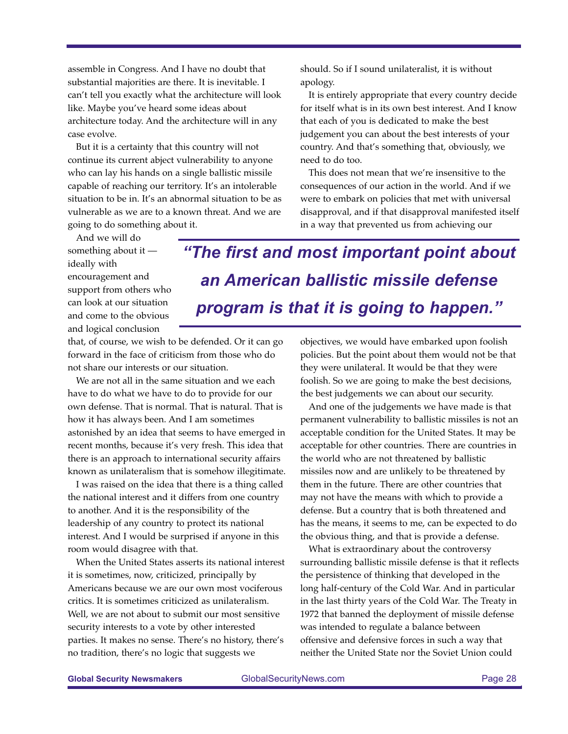assemble in Congress. And I have no doubt that substantial majorities are there. It is inevitable. I can't tell you exactly what the architecture will look like. Maybe you've heard some ideas about architecture today. And the architecture will in any case evolve.

But it is a certainty that this country will not continue its current abject vulnerability to anyone who can lay his hands on a single ballistic missile capable of reaching our territory. It's an intolerable situation to be in. It's an abnormal situation to be as vulnerable as we are to a known threat. And we are going to do something about it.

And we will do something about it — ideally with encouragement and support from others who can look at our situation and come to the obvious and logical conclusion that, of course, we wish to be defended. Or it can go forward in the face of criticism from those who do not share our interests or our situation.

> ***"The first and most important point about an American ballistic missile defense program is that it is going to happen."***

We are not all in the same situation and we each have to do what we have to do to provide for our own defense. That is normal. That is natural. That is how it has always been. And I am sometimes astonished by an idea that seems to have emerged in recent months, because it's very fresh. This idea that there is an approach to international security affairs known as unilateralism that is somehow illegitimate.

I was raised on the idea that there is a thing called the national interest and it differs from one country to another. And it is the responsibility of the leadership of any country to protect its national interest. And I would be surprised if anyone in this room would disagree with that.

When the United States asserts its national interest it is sometimes, now, criticized, principally by Americans because we are our own most vociferous critics. It is sometimes criticized as unilateralism. Well, we are not about to submit our most sensitive security interests to a vote by other interested parties. It makes no sense. There's no history, there's no tradition, there's no logic that suggests we should. So if I sound unilateralist, it is without apology.

It is entirely appropriate that every country decide for itself what is in its own best interest. And I know that each of you is dedicated to make the best judgement you can about the best interests of your country. And that's something that, obviously, we need to do too.

This does not mean that we're insensitive to the consequences of our action in the world. And if we were to embark on policies that met with universal disapproval, and if that disapproval manifested itself in a way that prevented us from achieving our objectives, we would have embarked upon foolish policies. But the point about them would not be that they were unilateral. It would be that they were foolish. So we are going to make the best decisions, the best judgements we can about our security.

And one of the judgements we have made is that permanent vulnerability to ballistic missiles is not an acceptable condition for the United States. It may be acceptable for other countries. There are countries in the world who are not threatened by ballistic missiles now and are unlikely to be threatened by them in the future. There are other countries that may not have the means with which to provide a defense. But a country that is both threatened and has the means, it seems to me, can be expected to do the obvious thing, and that is provide a defense.

What is extraordinary about the controversy surrounding ballistic missile defense is that it reflects the persistence of thinking that developed in the long half-century of the Cold War. And in particular in the last thirty years of the Cold War. The Treaty in 1972 that banned the deployment of missile defense was intended to regulate a balance between offensive and defensive forces in such a way that neither the United State nor the Soviet Union could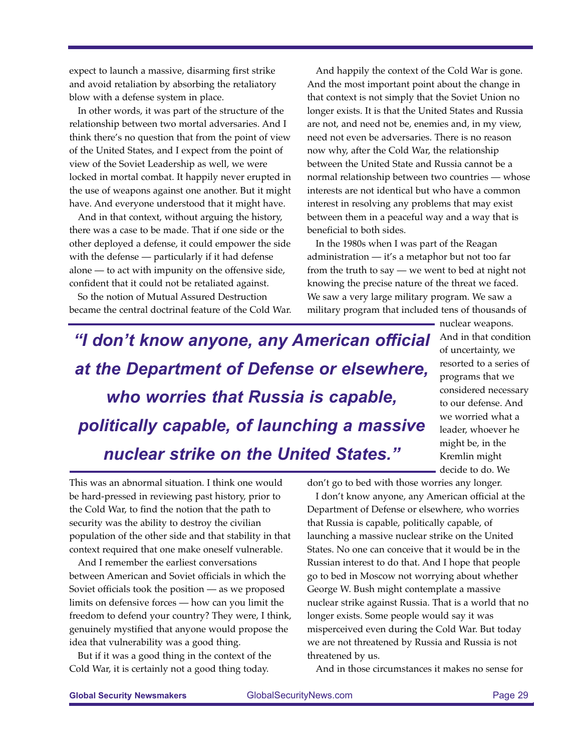expect to launch a massive, disarming first strike and avoid retaliation by absorbing the retaliatory blow with a defense system in place.

In other words, it was part of the structure of the relationship between two mortal adversaries. And I think there's no question that from the point of view of the United States, and I expect from the point of view of the Soviet Leadership as well, we were locked in mortal combat. It happily never erupted in the use of weapons against one another. But it might have. And everyone understood that it might have.

And in that context, without arguing the history, there was a case to be made. That if one side or the other deployed a defense, it could empower the side with the defense — particularly if it had defense alone — to act with impunity on the offensive side, confident that it could not be retaliated against.

So the notion of Mutual Assured Destruction became the central doctrinal feature of the Cold War. This was an abnormal situation. I think one would be hard-pressed in reviewing past history, prior to the Cold War, to find the notion that the path to security was the ability to destroy the civilian population of the other side and that stability in that context required that one make oneself vulnerable.

And I remember the earliest conversations between American and Soviet officials in which the Soviet officials took the position — as we proposed limits on defensive forces — how can you limit the freedom to defend your country? They were, I think, genuinely mystified that anyone would propose the idea that vulnerability was a good thing.

But if it was a good thing in the context of the Cold War, it is certainly not a good thing today.

And happily the context of the Cold War is gone. And the most important point about the change in that context is not simply that the Soviet Union no longer exists. It is that the United States and Russia are not, and need not be, enemies and, in my view, need not even be adversaries. There is no reason now why, after the Cold War, the relationship between the United State and Russia cannot be a normal relationship between two countries — whose interests are not identical but who have a common interest in resolving any problems that may exist between them in a peaceful way and a way that is beneficial to both sides.

In the 1980s when I was part of the Reagan administration — it's a metaphor but not too far from the truth to say — we went to bed at night not knowing the precise nature of the threat we faced. We saw a very large military program. We saw a military program that included tens of thousands of nuclear weapons. And in that condition of uncertainty, we resorted to a series of programs that we considered necessary to our defense. And we worried what a leader, whoever he might be, in the Kremlin might decide to do. We don't go to bed with those worries any longer.

> ***"I don't know anyone, any American official at the Department of Defense or elsewhere, who worries that Russia is capable, politically capable, of launching a massive nuclear strike on the United States."***

I don't know anyone, any American official at the Department of Defense or elsewhere, who worries that Russia is capable, politically capable, of launching a massive nuclear strike on the United States. No one can conceive that it would be in the Russian interest to do that. And I hope that people go to bed in Moscow not worrying about whether George W. Bush might contemplate a massive nuclear strike against Russia. That is a world that no longer exists. Some people would say it was misperceived even during the Cold War. But today we are not threatened by Russia and Russia is not threatened by us.

And in those circumstances it makes no sense for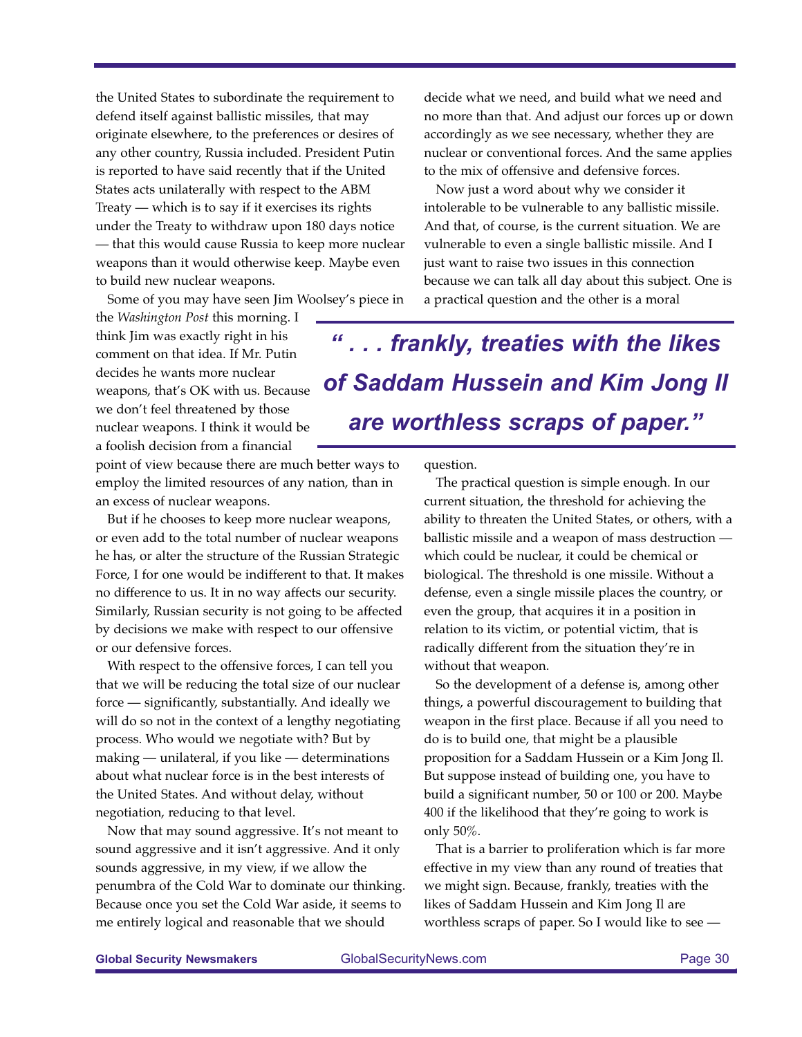the United States to subordinate the requirement to defend itself against ballistic missiles, that may originate elsewhere, to the preferences or desires of any other country, Russia included. President Putin is reported to have said recently that if the United States acts unilaterally with respect to the ABM Treaty — which is to say if it exercises its rights under the Treaty to withdraw upon 180 days notice — that this would cause Russia to keep more nuclear weapons than it would otherwise keep. Maybe even to build new nuclear weapons.

Some of you may have seen Jim Woolsey's piece in the *Washington Post* this morning. I think Jim was exactly right in his comment on that idea. If Mr. Putin decides he wants more nuclear weapons, that's OK with us. Because we don't feel threatened by those nuclear weapons. I think it would be a foolish decision from a financial point of view because there are much better ways to employ the limited resources of any nation, than in an excess of nuclear weapons.

But if he chooses to keep more nuclear weapons, or even add to the total number of nuclear weapons he has, or alter the structure of the Russian Strategic Force, I for one would be indifferent to that. It makes no difference to us. It in no way affects our security. Similarly, Russian security is not going to be affected by decisions we make with respect to our offensive or our defensive forces.

With respect to the offensive forces, I can tell you that we will be reducing the total size of our nuclear force — significantly, substantially. And ideally we will do so not in the context of a lengthy negotiating process. Who would we negotiate with? But by making — unilateral, if you like — determinations about what nuclear force is in the best interests of the United States. And without delay, without negotiation, reducing to that level.

Now that may sound aggressive. It's not meant to sound aggressive and it isn't aggressive. And it only sounds aggressive, in my view, if we allow the penumbra of the Cold War to dominate our thinking. Because once you set the Cold War aside, it seems to me entirely logical and reasonable that we should decide what we need, and build what we need and no more than that. And adjust our forces up or down accordingly as we see necessary, whether they are nuclear or conventional forces. And the same applies to the mix of offensive and defensive forces.

Now just a word about why we consider it intolerable to be vulnerable to any ballistic missile. And that, of course, is the current situation. We are vulnerable to even a single ballistic missile. And I just want to raise two issues in this connection because we can talk all day about this subject. One is a practical question and the other is a moral question.

> ***" . . . frankly, treaties with the likes of Saddam Hussein and Kim Jong Il are worthless scraps of paper."***

The practical question is simple enough. In our current situation, the threshold for achieving the ability to threaten the United States, or others, with a ballistic missile and a weapon of mass destruction — which could be nuclear, it could be chemical or biological. The threshold is one missile. Without a defense, even a single missile places the country, or even the group, that acquires it in a position in relation to its victim, or potential victim, that is radically different from the situation they're in without that weapon.

So the development of a defense is, among other things, a powerful discouragement to building that weapon in the first place. Because if all you need to do is to build one, that might be a plausible proposition for a Saddam Hussein or a Kim Jong Il. But suppose instead of building one, you have to build a significant number, 50 or 100 or 200. Maybe 400 if the likelihood that they're going to work is only 50%.

That is a barrier to proliferation which is far more effective in my view than any round of treaties that we might sign. Because, frankly, treaties with the likes of Saddam Hussein and Kim Jong Il are worthless scraps of paper. So I would like to see —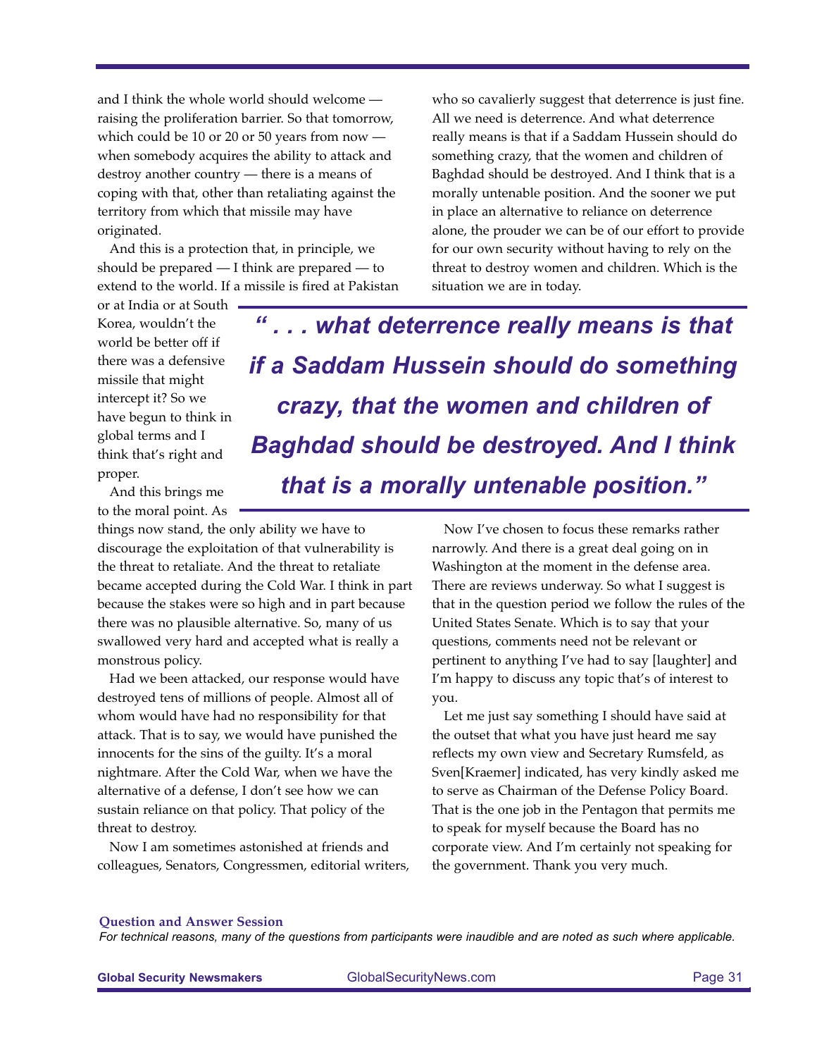and I think the whole world should welcome — raising the proliferation barrier. So that tomorrow, which could be 10 or 20 or 50 years from now — when somebody acquires the ability to attack and destroy another country — there is a means of coping with that, other than retaliating against the territory from which that missile may have originated.

And this is a protection that, in principle, we should be prepared — I think are prepared — to extend to the world. If a missile is fired at Pakistan or at India or at South Korea, wouldn't the world be better off if there was a defensive missile that might intercept it? So we have begun to think in global terms and I think that's right and proper.

And this brings me to the moral point. As things now stand, the only ability we have to discourage the exploitation of that vulnerability is the threat to retaliate. And the threat to retaliate became accepted during the Cold War. I think in part because the stakes were so high and in part because there was no plausible alternative. So, many of us swallowed very hard and accepted what is really a monstrous policy.

Had we been attacked, our response would have destroyed tens of millions of people. Almost all of whom would have had no responsibility for that attack. That is to say, we would have punished the innocents for the sins of the guilty. It's a moral nightmare. After the Cold War, when we have the alternative of a defense, I don't see how we can sustain reliance on that policy. That policy of the threat to destroy.

Now I am sometimes astonished at friends and colleagues, Senators, Congressmen, editorial writers, who so cavalierly suggest that deterrence is just fine. All we need is deterrence. And what deterrence really means is that if a Saddam Hussein should do something crazy, that the women and children of Baghdad should be destroyed. And I think that is a morally untenable position. And the sooner we put in place an alternative to reliance on deterrence alone, the prouder we can be of our effort to provide for our own security without having to rely on the threat to destroy women and children. Which is the situation we are in today.

> ***" . . . what deterrence really means is that if a Saddam Hussein should do something crazy, that the women and children of Baghdad should be destroyed. And I think that is a morally untenable position."***

Now I've chosen to focus these remarks rather narrowly. And there is a great deal going on in Washington at the moment in the defense area. There are reviews underway. So what I suggest is that in the question period we follow the rules of the United States Senate. Which is to say that your questions, comments need not be relevant or pertinent to anything I've had to say [laughter] and I'm happy to discuss any topic that's of interest to you.

Let me just say something I should have said at the outset that what you have just heard me say reflects my own view and Secretary Rumsfeld, as Sven[Kraemer] indicated, has very kindly asked me to serve as Chairman of the Defense Policy Board. That is the one job in the Pentagon that permits me to speak for myself because the Board has no corporate view. And I'm certainly not speaking for the government. Thank you very much.

**Question and Answer Session**

*For technical reasons, many of the questions from participants were inaudible and are noted as such where applicable.*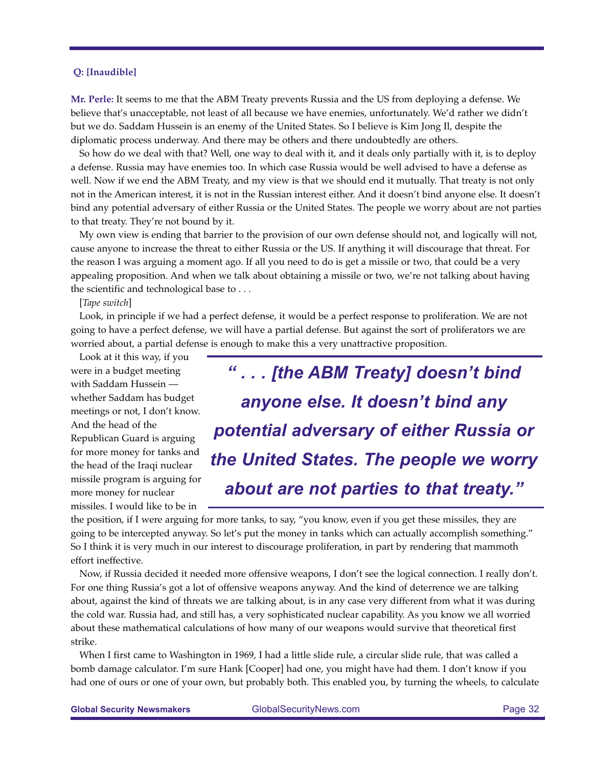**Q: [Inaudible]**

**Mr. Perle:** It seems to me that the ABM Treaty prevents Russia and the US from deploying a defense. We believe that's unacceptable, not least of all because we have enemies, unfortunately. We'd rather we didn't but we do. Saddam Hussein is an enemy of the United States. So I believe is Kim Jong Il, despite the diplomatic process underway. And there may be others and there undoubtedly are others.

So how do we deal with that? Well, one way to deal with it, and it deals only partially with it, is to deploy a defense. Russia may have enemies too. In which case Russia would be well advised to have a defense as well. Now if we end the ABM Treaty, and my view is that we should end it mutually. That treaty is not only not in the American interest, it is not in the Russian interest either. And it doesn't bind anyone else. It doesn't bind any potential adversary of either Russia or the United States. The people we worry about are not parties to that treaty. They're not bound by it.

My own view is ending that barrier to the provision of our own defense should not, and logically will not, cause anyone to increase the threat to either Russia or the US. If anything it will discourage that threat. For the reason I was arguing a moment ago. If all you need to do is get a missile or two, that could be a very appealing proposition. And when we talk about obtaining a missile or two, we're not talking about having the scientific and technological base to . . .

[*Tape switch*]

Look, in principle if we had a perfect defense, it would be a perfect response to proliferation. We are not going to have a perfect defense, we will have a partial defense. But against the sort of proliferators we are worried about, a partial defense is enough to make this a very unattractive proposition.

Look at it this way, if you were in a budget meeting with Saddam Hussein — whether Saddam has budget meetings or not, I don't know. And the head of the Republican Guard is arguing for more money for tanks and the head of the Iraqi nuclear missile program is arguing for more money for nuclear missiles. I would like to be in the position, if I were arguing for more tanks, to say, "you know, even if you get these missiles, they are going to be intercepted anyway. So let's put the money in tanks which can actually accomplish something." So I think it is very much in our interest to discourage proliferation, in part by rendering that mammoth effort ineffective.

> ***" . . . [the ABM Treaty] doesn't bind anyone else. It doesn't bind any potential adversary of either Russia or the United States. The people we worry about are not parties to that treaty."***

Now, if Russia decided it needed more offensive weapons, I don't see the logical connection. I really don't. For one thing Russia's got a lot of offensive weapons anyway. And the kind of deterrence we are talking about, against the kind of threats we are talking about, is in any case very different from what it was during the cold war. Russia had, and still has, a very sophisticated nuclear capability. As you know we all worried about these mathematical calculations of how many of our weapons would survive that theoretical first strike.

When I first came to Washington in 1969, I had a little slide rule, a circular slide rule, that was called a bomb damage calculator. I'm sure Hank [Cooper] had one, you might have had them. I don't know if you had one of ours or one of your own, but probably both. This enabled you, by turning the wheels, to calculate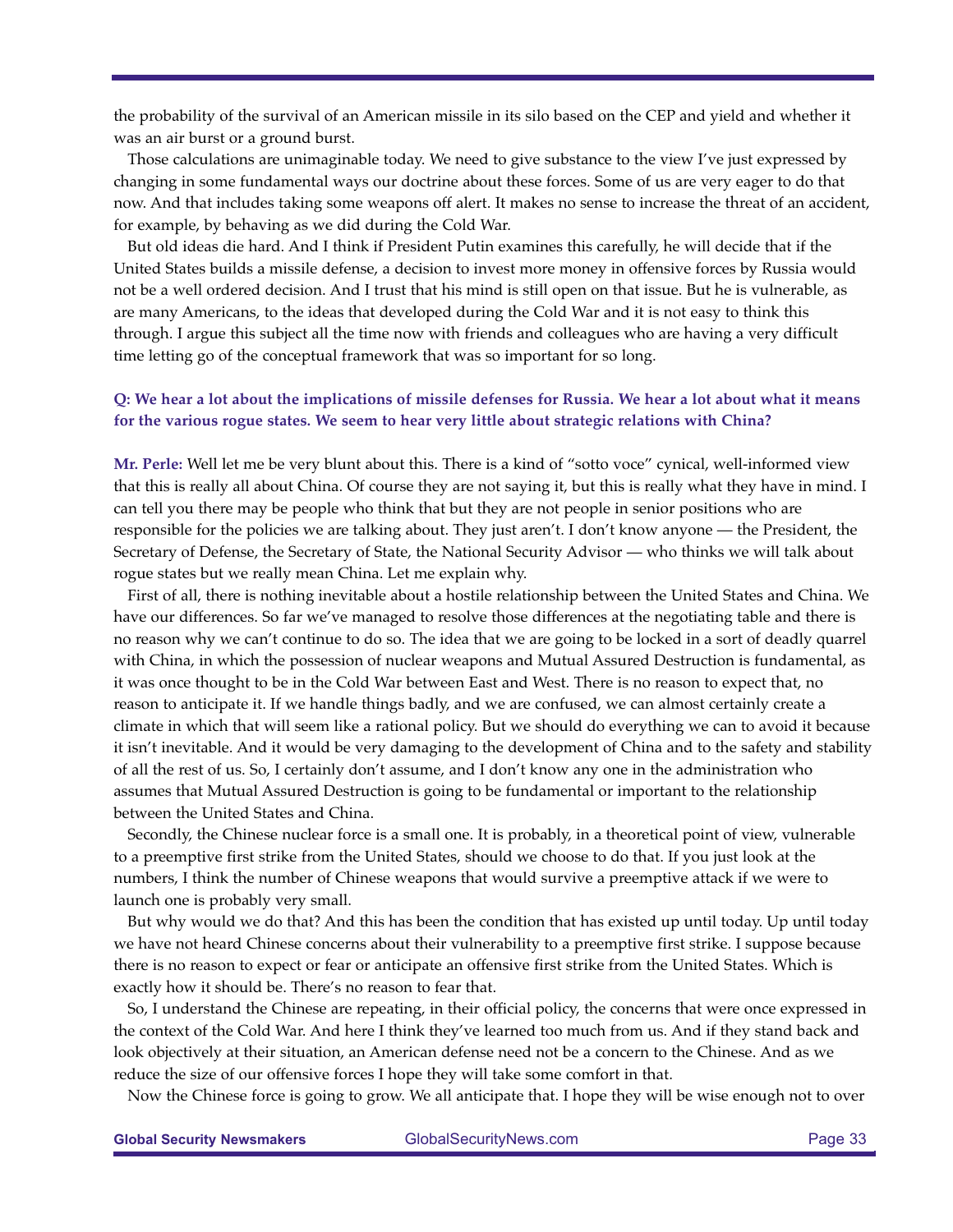the probability of the survival of an American missile in its silo based on the CEP and yield and whether it was an air burst or a ground burst.

Those calculations are unimaginable today. We need to give substance to the view I've just expressed by changing in some fundamental ways our doctrine about these forces. Some of us are very eager to do that now. And that includes taking some weapons off alert. It makes no sense to increase the threat of an accident, for example, by behaving as we did during the Cold War.

But old ideas die hard. And I think if President Putin examines this carefully, he will decide that if the United States builds a missile defense, a decision to invest more money in offensive forces by Russia would not be a well ordered decision. And I trust that his mind is still open on that issue. But he is vulnerable, as are many Americans, to the ideas that developed during the Cold War and it is not easy to think this through. I argue this subject all the time now with friends and colleagues who are having a very difficult time letting go of the conceptual framework that was so important for so long.

**Q: We hear a lot about the implications of missile defenses for Russia. We hear a lot about what it means for the various rogue states. We seem to hear very little about strategic relations with China?**

**Mr. Perle:** Well let me be very blunt about this. There is a kind of "sotto voce" cynical, well-informed view that this is really all about China. Of course they are not saying it, but this is really what they have in mind. I can tell you there may be people who think that but they are not people in senior positions who are responsible for the policies we are talking about. They just aren't. I don't know anyone — the President, the Secretary of Defense, the Secretary of State, the National Security Advisor — who thinks we will talk about rogue states but we really mean China. Let me explain why.

First of all, there is nothing inevitable about a hostile relationship between the United States and China. We have our differences. So far we've managed to resolve those differences at the negotiating table and there is no reason why we can't continue to do so. The idea that we are going to be locked in a sort of deadly quarrel with China, in which the possession of nuclear weapons and Mutual Assured Destruction is fundamental, as it was once thought to be in the Cold War between East and West. There is no reason to expect that, no reason to anticipate it. If we handle things badly, and we are confused, we can almost certainly create a climate in which that will seem like a rational policy. But we should do everything we can to avoid it because it isn't inevitable. And it would be very damaging to the development of China and to the safety and stability of all the rest of us. So, I certainly don't assume, and I don't know any one in the administration who assumes that Mutual Assured Destruction is going to be fundamental or important to the relationship between the United States and China.

Secondly, the Chinese nuclear force is a small one. It is probably, in a theoretical point of view, vulnerable to a preemptive first strike from the United States, should we choose to do that. If you just look at the numbers, I think the number of Chinese weapons that would survive a preemptive attack if we were to launch one is probably very small.

But why would we do that? And this has been the condition that has existed up until today. Up until today we have not heard Chinese concerns about their vulnerability to a preemptive first strike. I suppose because there is no reason to expect or fear or anticipate an offensive first strike from the United States. Which is exactly how it should be. There's no reason to fear that.

So, I understand the Chinese are repeating, in their official policy, the concerns that were once expressed in the context of the Cold War. And here I think they've learned too much from us. And if they stand back and look objectively at their situation, an American defense need not be a concern to the Chinese. And as we reduce the size of our offensive forces I hope they will take some comfort in that.

Now the Chinese force is going to grow. We all anticipate that. I hope they will be wise enough not to over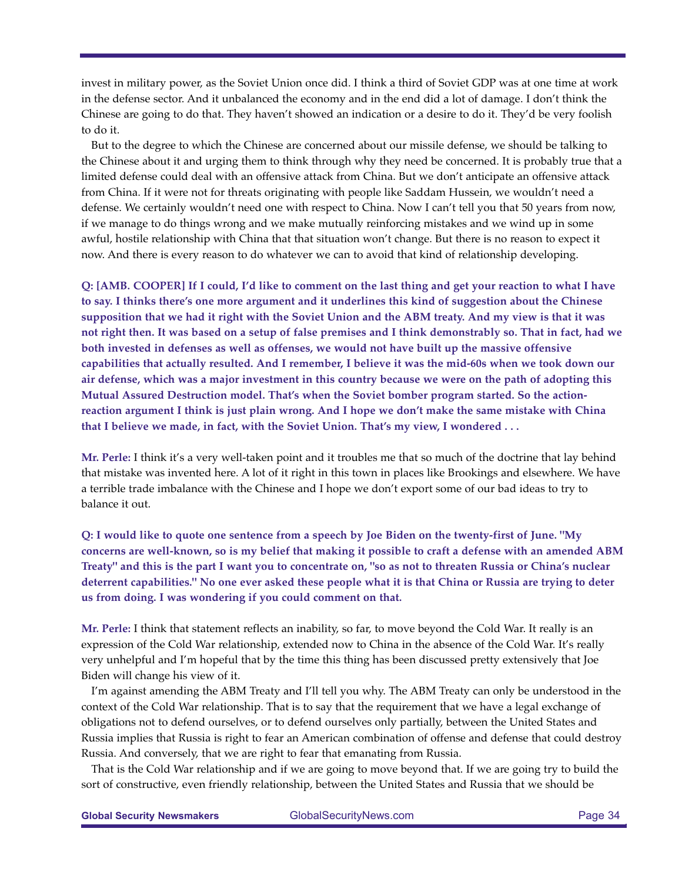invest in military power, as the Soviet Union once did. I think a third of Soviet GDP was at one time at work in the defense sector. And it unbalanced the economy and in the end did a lot of damage. I don't think the Chinese are going to do that. They haven't showed an indication or a desire to do it. They'd be very foolish to do it.

But to the degree to which the Chinese are concerned about our missile defense, we should be talking to the Chinese about it and urging them to think through why they need be concerned. It is probably true that a limited defense could deal with an offensive attack from China. But we don't anticipate an offensive attack from China. If it were not for threats originating with people like Saddam Hussein, we wouldn't need a defense. We certainly wouldn't need one with respect to China. Now I can't tell you that 50 years from now, if we manage to do things wrong and we make mutually reinforcing mistakes and we wind up in some awful, hostile relationship with China that that situation won't change. But there is no reason to expect it now. And there is every reason to do whatever we can to avoid that kind of relationship developing.

**Q: [AMB. COOPER] If I could, I'd like to comment on the last thing and get your reaction to what I have to say. I thinks there's one more argument and it underlines this kind of suggestion about the Chinese supposition that we had it right with the Soviet Union and the ABM treaty. And my view is that it was not right then. It was based on a setup of false premises and I think demonstrably so. That in fact, had we both invested in defenses as well as offenses, we would not have built up the massive offensive capabilities that actually resulted. And I remember, I believe it was the mid-60s when we took down our air defense, which was a major investment in this country because we were on the path of adopting this Mutual Assured Destruction model. That's when the Soviet bomber program started. So the action-reaction argument I think is just plain wrong. And I hope we don't make the same mistake with China that I believe we made, in fact, with the Soviet Union. That's my view, I wondered . . .**

**Mr. Perle:** I think it's a very well-taken point and it troubles me that so much of the doctrine that lay behind that mistake was invented here. A lot of it right in this town in places like Brookings and elsewhere. We have a terrible trade imbalance with the Chinese and I hope we don't export some of our bad ideas to try to balance it out.

**Q: I would like to quote one sentence from a speech by Joe Biden on the twenty-first of June. "My concerns are well-known, so is my belief that making it possible to craft a defense with an amended ABM Treaty" and this is the part I want you to concentrate on, "so as not to threaten Russia or China's nuclear deterrent capabilities." No one ever asked these people what it is that China or Russia are trying to deter us from doing. I was wondering if you could comment on that.**

**Mr. Perle:** I think that statement reflects an inability, so far, to move beyond the Cold War. It really is an expression of the Cold War relationship, extended now to China in the absence of the Cold War. It's really very unhelpful and I'm hopeful that by the time this thing has been discussed pretty extensively that Joe Biden will change his view of it.

I'm against amending the ABM Treaty and I'll tell you why. The ABM Treaty can only be understood in the context of the Cold War relationship. That is to say that the requirement that we have a legal exchange of obligations not to defend ourselves, or to defend ourselves only partially, between the United States and Russia implies that Russia is right to fear an American combination of offense and defense that could destroy Russia. And conversely, that we are right to fear that emanating from Russia.

That is the Cold War relationship and if we are going to move beyond that. If we are going try to build the sort of constructive, even friendly relationship, between the United States and Russia that we should be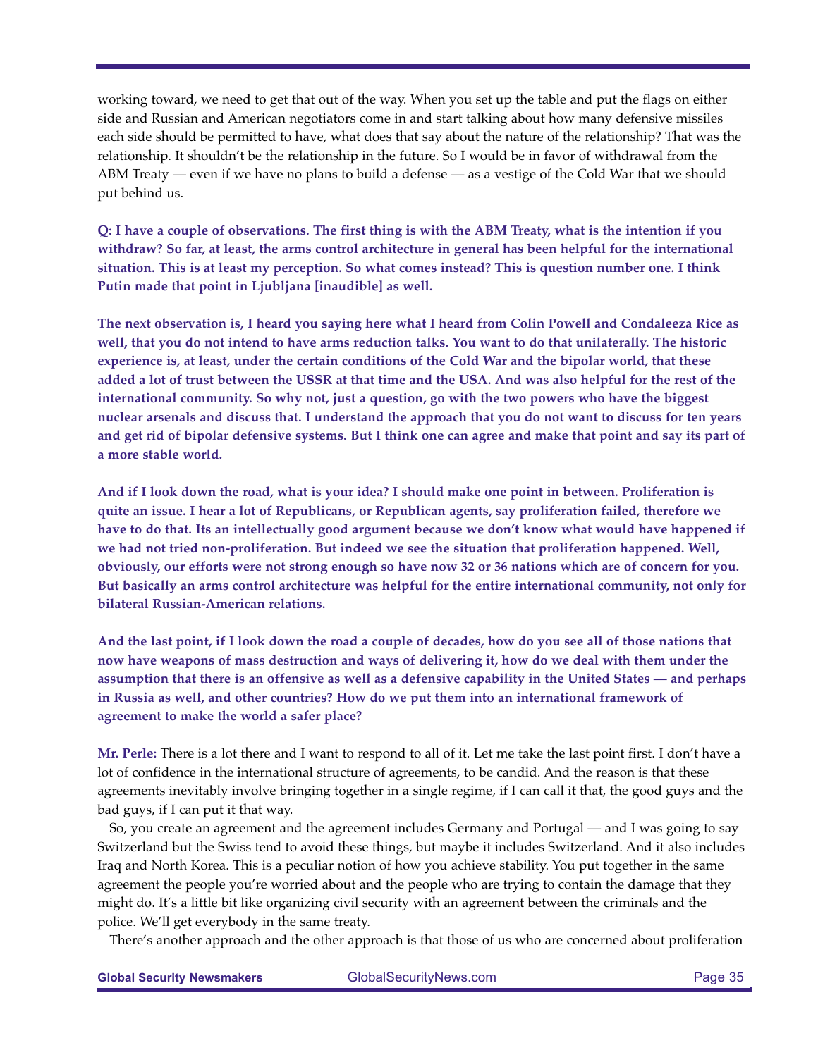working toward, we need to get that out of the way. When you set up the table and put the flags on either side and Russian and American negotiators come in and start talking about how many defensive missiles each side should be permitted to have, what does that say about the nature of the relationship? That was the relationship. It shouldn't be the relationship in the future. So I would be in favor of withdrawal from the ABM Treaty — even if we have no plans to build a defense — as a vestige of the Cold War that we should put behind us.

**Q: I have a couple of observations. The first thing is with the ABM Treaty, what is the intention if you withdraw? So far, at least, the arms control architecture in general has been helpful for the international situation. This is at least my perception. So what comes instead? This is question number one. I think Putin made that point in Ljubljana [inaudible] as well.**

**The next observation is, I heard you saying here what I heard from Colin Powell and Condaleeza Rice as well, that you do not intend to have arms reduction talks. You want to do that unilaterally. The historic experience is, at least, under the certain conditions of the Cold War and the bipolar world, that these added a lot of trust between the USSR at that time and the USA. And was also helpful for the rest of the international community. So why not, just a question, go with the two powers who have the biggest nuclear arsenals and discuss that. I understand the approach that you do not want to discuss for ten years and get rid of bipolar defensive systems. But I think one can agree and make that point and say its part of a more stable world.**

**And if I look down the road, what is your idea? I should make one point in between. Proliferation is quite an issue. I hear a lot of Republicans, or Republican agents, say proliferation failed, therefore we have to do that. Its an intellectually good argument because we don't know what would have happened if we had not tried non-proliferation. But indeed we see the situation that proliferation happened. Well, obviously, our efforts were not strong enough so have now 32 or 36 nations which are of concern for you. But basically an arms control architecture was helpful for the entire international community, not only for bilateral Russian-American relations.**

**And the last point, if I look down the road a couple of decades, how do you see all of those nations that now have weapons of mass destruction and ways of delivering it, how do we deal with them under the assumption that there is an offensive as well as a defensive capability in the United States — and perhaps in Russia as well, and other countries? How do we put them into an international framework of agreement to make the world a safer place?**

**Mr. Perle:** There is a lot there and I want to respond to all of it. Let me take the last point first. I don't have a lot of confidence in the international structure of agreements, to be candid. And the reason is that these agreements inevitably involve bringing together in a single regime, if I can call it that, the good guys and the bad guys, if I can put it that way.

So, you create an agreement and the agreement includes Germany and Portugal — and I was going to say Switzerland but the Swiss tend to avoid these things, but maybe it includes Switzerland. And it also includes Iraq and North Korea. This is a peculiar notion of how you achieve stability. You put together in the same agreement the people you're worried about and the people who are trying to contain the damage that they might do. It's a little bit like organizing civil security with an agreement between the criminals and the police. We'll get everybody in the same treaty.

There's another approach and the other approach is that those of us who are concerned about proliferation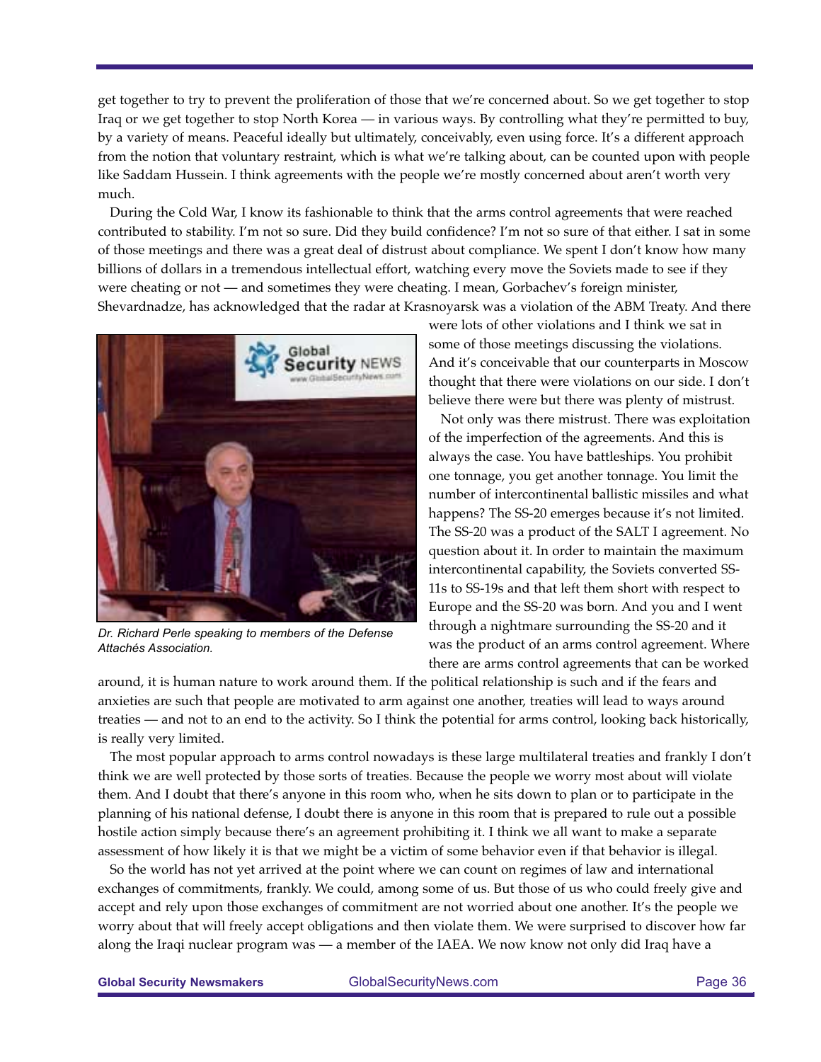get together to try to prevent the proliferation of those that we're concerned about. So we get together to stop Iraq or we get together to stop North Korea — in various ways. By controlling what they're permitted to buy, by a variety of means. Peaceful ideally but ultimately, conceivably, even using force. It's a different approach from the notion that voluntary restraint, which is what we're talking about, can be counted upon with people like Saddam Hussein. I think agreements with the people we're mostly concerned about aren't worth very much.

During the Cold War, I know its fashionable to think that the arms control agreements that were reached contributed to stability. I'm not so sure. Did they build confidence? I'm not so sure of that either. I sat in some of those meetings and there was a great deal of distrust about compliance. We spent I don't know how many billions of dollars in a tremendous intellectual effort, watching every move the Soviets made to see if they were cheating or not — and sometimes they were cheating. I mean, Gorbachev's foreign minister, Shevardnadze, has acknowledged that the radar at Krasnoyarsk was a violation of the ABM Treaty. And there were lots of other violations and I think we sat in some of those meetings discussing the violations. And it's conceivable that our counterparts in Moscow thought that there were violations on our side. I don't believe there were but there was plenty of mistrust.

*Dr. Richard Perle speaking to members of the Defense Attachés Association.*

Not only was there mistrust. There was exploitation of the imperfection of the agreements. And this is always the case. You have battleships. You prohibit one tonnage, you get another tonnage. You limit the number of intercontinental ballistic missiles and what happens? The SS-20 emerges because it's not limited. The SS-20 was a product of the SALT I agreement. No question about it. In order to maintain the maximum intercontinental capability, the Soviets converted SS-11s to SS-19s and that left them short with respect to Europe and the SS-20 was born. And you and I went through a nightmare surrounding the SS-20 and it was the product of an arms control agreement. Where there are arms control agreements that can be worked around, it is human nature to work around them. If the political relationship is such and if the fears and anxieties are such that people are motivated to arm against one another, treaties will lead to ways around treaties — and not to an end to the activity. So I think the potential for arms control, looking back historically, is really very limited.

The most popular approach to arms control nowadays is these large multilateral treaties and frankly I don't think we are well protected by those sorts of treaties. Because the people we worry most about will violate them. And I doubt that there's anyone in this room who, when he sits down to plan or to participate in the planning of his national defense, I doubt there is anyone in this room that is prepared to rule out a possible hostile action simply because there's an agreement prohibiting it. I think we all want to make a separate assessment of how likely it is that we might be a victim of some behavior even if that behavior is illegal.

So the world has not yet arrived at the point where we can count on regimes of law and international exchanges of commitments, frankly. We could, among some of us. But those of us who could freely give and accept and rely upon those exchanges of commitment are not worried about one another. It's the people we worry about that will freely accept obligations and then violate them. We were surprised to discover how far along the Iraqi nuclear program was — a member of the IAEA. We now know not only did Iraq have a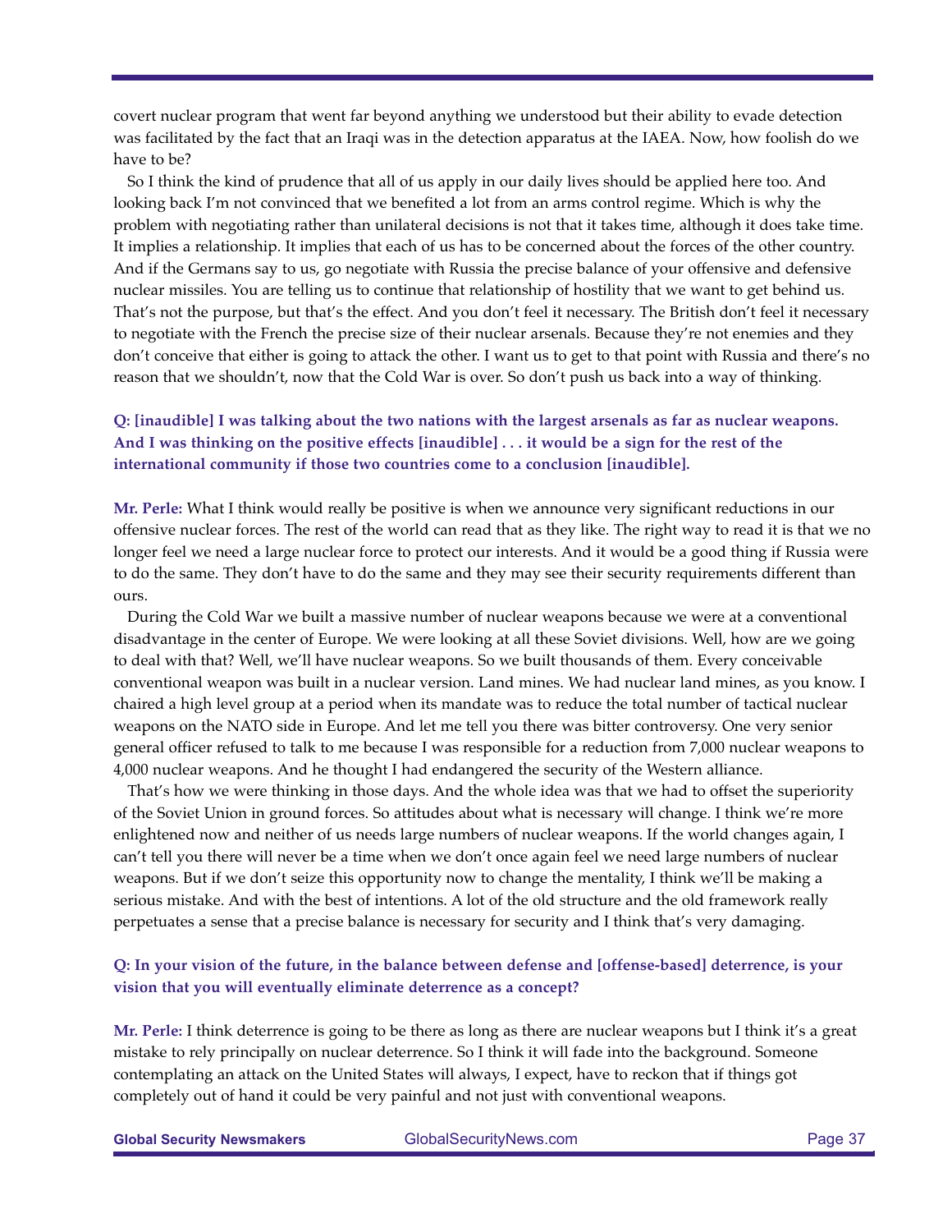covert nuclear program that went far beyond anything we understood but their ability to evade detection was facilitated by the fact that an Iraqi was in the detection apparatus at the IAEA. Now, how foolish do we have to be?

So I think the kind of prudence that all of us apply in our daily lives should be applied here too. And looking back I'm not convinced that we benefited a lot from an arms control regime. Which is why the problem with negotiating rather than unilateral decisions is not that it takes time, although it does take time. It implies a relationship. It implies that each of us has to be concerned about the forces of the other country. And if the Germans say to us, go negotiate with Russia the precise balance of your offensive and defensive nuclear missiles. You are telling us to continue that relationship of hostility that we want to get behind us. That's not the purpose, but that's the effect. And you don't feel it necessary. The British don't feel it necessary to negotiate with the French the precise size of their nuclear arsenals. Because they're not enemies and they don't conceive that either is going to attack the other. I want us to get to that point with Russia and there's no reason that we shouldn't, now that the Cold War is over. So don't push us back into a way of thinking.

**Q: [inaudible] I was talking about the two nations with the largest arsenals as far as nuclear weapons. And I was thinking on the positive effects [inaudible] . . . it would be a sign for the rest of the international community if those two countries come to a conclusion [inaudible].**

**Mr. Perle:** What I think would really be positive is when we announce very significant reductions in our offensive nuclear forces. The rest of the world can read that as they like. The right way to read it is that we no longer feel we need a large nuclear force to protect our interests. And it would be a good thing if Russia were to do the same. They don't have to do the same and they may see their security requirements different than ours.

During the Cold War we built a massive number of nuclear weapons because we were at a conventional disadvantage in the center of Europe. We were looking at all these Soviet divisions. Well, how are we going to deal with that? Well, we'll have nuclear weapons. So we built thousands of them. Every conceivable conventional weapon was built in a nuclear version. Land mines. We had nuclear land mines, as you know. I chaired a high level group at a period when its mandate was to reduce the total number of tactical nuclear weapons on the NATO side in Europe. And let me tell you there was bitter controversy. One very senior general officer refused to talk to me because I was responsible for a reduction from 7,000 nuclear weapons to 4,000 nuclear weapons. And he thought I had endangered the security of the Western alliance.

That's how we were thinking in those days. And the whole idea was that we had to offset the superiority of the Soviet Union in ground forces. So attitudes about what is necessary will change. I think we're more enlightened now and neither of us needs large numbers of nuclear weapons. If the world changes again, I can't tell you there will never be a time when we don't once again feel we need large numbers of nuclear weapons. But if we don't seize this opportunity now to change the mentality, I think we'll be making a serious mistake. And with the best of intentions. A lot of the old structure and the old framework really perpetuates a sense that a precise balance is necessary for security and I think that's very damaging.

**Q: In your vision of the future, in the balance between defense and [offense-based] deterrence, is your vision that you will eventually eliminate deterrence as a concept?**

**Mr. Perle:** I think deterrence is going to be there as long as there are nuclear weapons but I think it's a great mistake to rely principally on nuclear deterrence. So I think it will fade into the background. Someone contemplating an attack on the United States will always, I expect, have to reckon that if things got completely out of hand it could be very painful and not just with conventional weapons.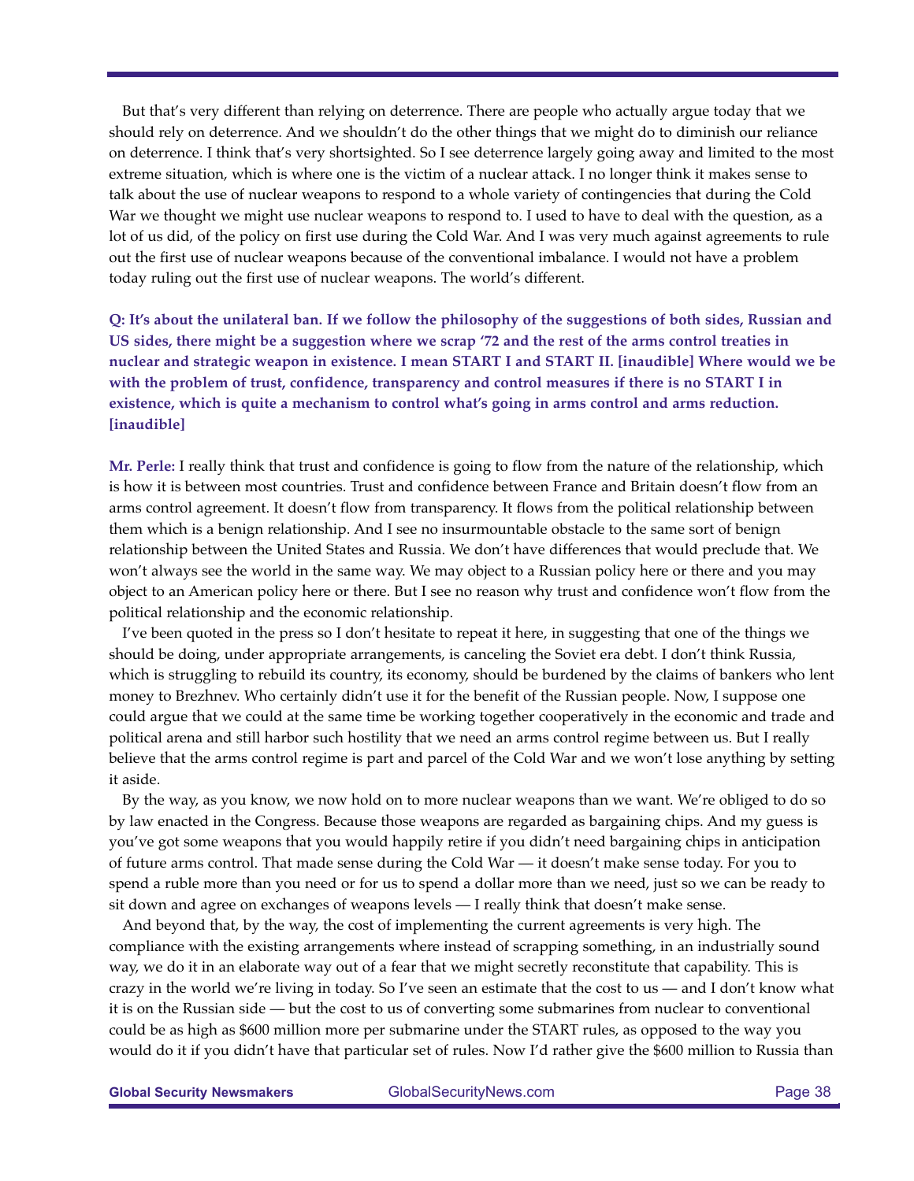But that's very different than relying on deterrence. There are people who actually argue today that we should rely on deterrence. And we shouldn't do the other things that we might do to diminish our reliance on deterrence. I think that's very shortsighted. So I see deterrence largely going away and limited to the most extreme situation, which is where one is the victim of a nuclear attack. I no longer think it makes sense to talk about the use of nuclear weapons to respond to a whole variety of contingencies that during the Cold War we thought we might use nuclear weapons to respond to. I used to have to deal with the question, as a lot of us did, of the policy on first use during the Cold War. And I was very much against agreements to rule out the first use of nuclear weapons because of the conventional imbalance. I would not have a problem today ruling out the first use of nuclear weapons. The world's different.

**Q: It's about the unilateral ban. If we follow the philosophy of the suggestions of both sides, Russian and US sides, there might be a suggestion where we scrap '72 and the rest of the arms control treaties in nuclear and strategic weapon in existence. I mean START I and START II. [inaudible] Where would we be with the problem of trust, confidence, transparency and control measures if there is no START I in existence, which is quite a mechanism to control what's going in arms control and arms reduction. [inaudible]**

**Mr. Perle:** I really think that trust and confidence is going to flow from the nature of the relationship, which is how it is between most countries. Trust and confidence between France and Britain doesn't flow from an arms control agreement. It doesn't flow from transparency. It flows from the political relationship between them which is a benign relationship. And I see no insurmountable obstacle to the same sort of benign relationship between the United States and Russia. We don't have differences that would preclude that. We won't always see the world in the same way. We may object to a Russian policy here or there and you may object to an American policy here or there. But I see no reason why trust and confidence won't flow from the political relationship and the economic relationship.

I've been quoted in the press so I don't hesitate to repeat it here, in suggesting that one of the things we should be doing, under appropriate arrangements, is canceling the Soviet era debt. I don't think Russia, which is struggling to rebuild its country, its economy, should be burdened by the claims of bankers who lent money to Brezhnev. Who certainly didn't use it for the benefit of the Russian people. Now, I suppose one could argue that we could at the same time be working together cooperatively in the economic and trade and political arena and still harbor such hostility that we need an arms control regime between us. But I really believe that the arms control regime is part and parcel of the Cold War and we won't lose anything by setting it aside.

By the way, as you know, we now hold on to more nuclear weapons than we want. We're obliged to do so by law enacted in the Congress. Because those weapons are regarded as bargaining chips. And my guess is you've got some weapons that you would happily retire if you didn't need bargaining chips in anticipation of future arms control. That made sense during the Cold War — it doesn't make sense today. For you to spend a ruble more than you need or for us to spend a dollar more than we need, just so we can be ready to sit down and agree on exchanges of weapons levels — I really think that doesn't make sense.

And beyond that, by the way, the cost of implementing the current agreements is very high. The compliance with the existing arrangements where instead of scrapping something, in an industrially sound way, we do it in an elaborate way out of a fear that we might secretly reconstitute that capability. This is crazy in the world we're living in today. So I've seen an estimate that the cost to us — and I don't know what it is on the Russian side — but the cost to us of converting some submarines from nuclear to conventional could be as high as $600 million more per submarine under the START rules, as opposed to the way you would do it if you didn't have that particular set of rules. Now I'd rather give the $600 million to Russia than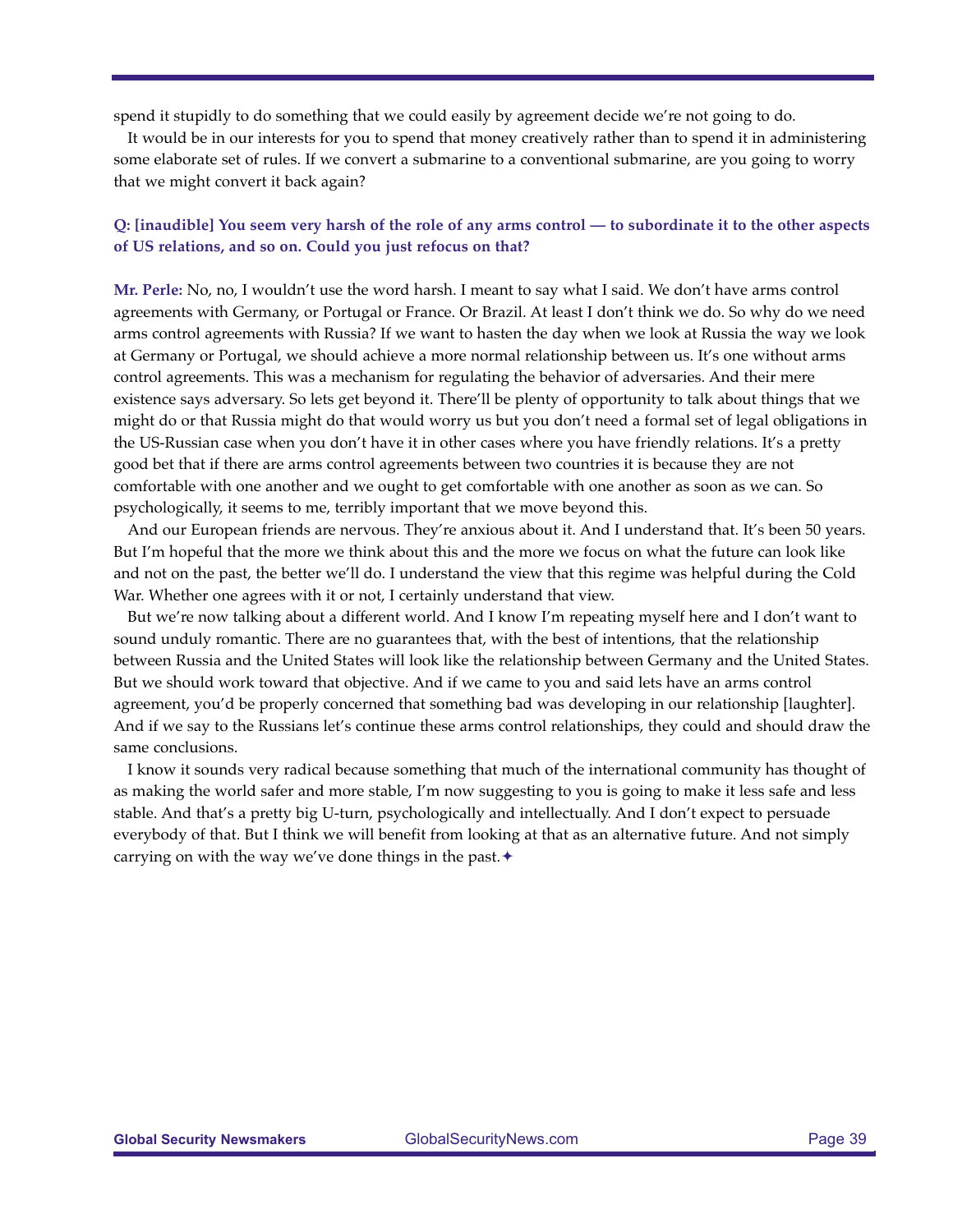spend it stupidly to do something that we could easily by agreement decide we're not going to do.

It would be in our interests for you to spend that money creatively rather than to spend it in administering some elaborate set of rules. If we convert a submarine to a conventional submarine, are you going to worry that we might convert it back again?

**Q: [inaudible] You seem very harsh of the role of any arms control — to subordinate it to the other aspects of US relations, and so on. Could you just refocus on that?**

**Mr. Perle:** No, no, I wouldn't use the word harsh. I meant to say what I said. We don't have arms control agreements with Germany, or Portugal or France. Or Brazil. At least I don't think we do. So why do we need arms control agreements with Russia? If we want to hasten the day when we look at Russia the way we look at Germany or Portugal, we should achieve a more normal relationship between us. It's one without arms control agreements. This was a mechanism for regulating the behavior of adversaries. And their mere existence says adversary. So lets get beyond it. There'll be plenty of opportunity to talk about things that we might do or that Russia might do that would worry us but you don't need a formal set of legal obligations in the US-Russian case when you don't have it in other cases where you have friendly relations. It's a pretty good bet that if there are arms control agreements between two countries it is because they are not comfortable with one another and we ought to get comfortable with one another as soon as we can. So psychologically, it seems to me, terribly important that we move beyond this.

And our European friends are nervous. They're anxious about it. And I understand that. It's been 50 years. But I'm hopeful that the more we think about this and the more we focus on what the future can look like and not on the past, the better we'll do. I understand the view that this regime was helpful during the Cold War. Whether one agrees with it or not, I certainly understand that view.

But we're now talking about a different world. And I know I'm repeating myself here and I don't want to sound unduly romantic. There are no guarantees that, with the best of intentions, that the relationship between Russia and the United States will look like the relationship between Germany and the United States. But we should work toward that objective. And if we came to you and said lets have an arms control agreement, you'd be properly concerned that something bad was developing in our relationship [laughter]. And if we say to the Russians let's continue these arms control relationships, they could and should draw the same conclusions.

I know it sounds very radical because something that much of the international community has thought of as making the world safer and more stable, I'm now suggesting to you is going to make it less safe and less stable. And that's a pretty big U-turn, psychologically and intellectually. And I don't expect to persuade everybody of that. But I think we will benefit from looking at that as an alternative future. And not simply carrying on with the way we've done things in the past.✦